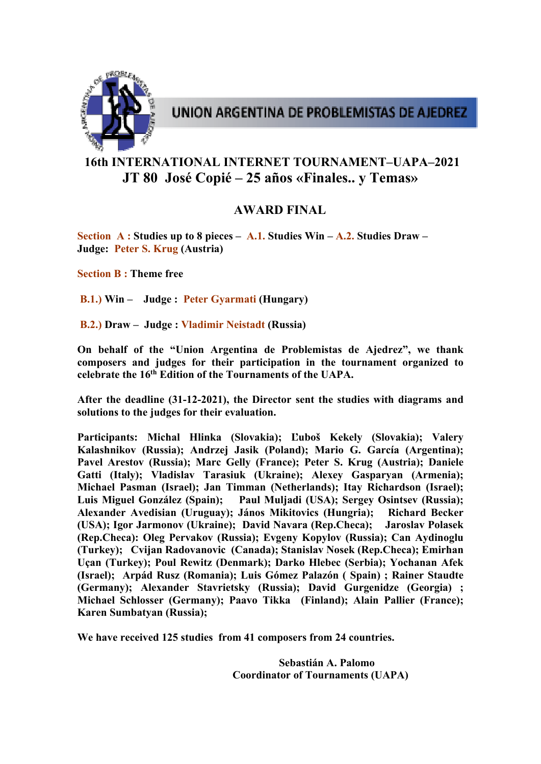UNION ARGENTINA DE PROBLEMISTAS DE AJEDREZ

# 16th INTERNATIONAL INTERNET TOURNAMENT–UAPA–2021

## JT 80 José Copié – 25 años «Finales.. y Temas»

## AWARD FINAL

**Section A : Studies up to 8 pieces – A.1. Studies Win – A.2. Studies Draw – Judge: Peter S. Krug (Austria)**

**Section B : Theme free**

**B.1.) Win – Judge : Peter Gyarmati (Hungary)**

**B.2.) Draw – Judge : Vladimir Neistadt (Russia)**

**On behalf of the "Union Argentina de Problemistas de Ajedrez", we thank composers and judges for their participation in the tournament organized to celebrate the 16th Edition of the Tournaments of the UAPA.**

**After the deadline (31-12-2021), the Director sent the studies with diagrams and solutions to the judges for their evaluation.**

**Participants: Michal Hlinka (Slovakia); Ľuboš Kekely (Slovakia); Valery Kalashnikov (Russia); Andrzej Jasik (Poland); Mario G. García (Argentina); Pavel Arestov (Russia); Marc Gelly (France); Peter S. Krug (Austria); Daniele Gatti (Italy); Vladislav Tarasiuk (Ukraine); Alexey Gasparyan (Armenia); Michael Pasman (Israel); Jan Timman (Netherlands); Itay Richardson (Israel); Luis Miguel González (Spain); Paul Muljadi (USA); Sergey Osintsev (Russia); Alexander Avedisian (Uruguay); János Mikitovics (Hungria); Richard Becker (USA); Igor Jarmonov (Ukraine); David Navara (Rep.Checa); Jaroslav Polasek (Rep.Checa): Oleg Pervakov (Russia); Evgeny Kopylov (Russia); Can Aydinoglu (Turkey); Cvijan Radovanovic (Canada); Stanislav Nosek (Rep.Checa); Emirhan Uçan (Turkey); Poul Rewitz (Denmark); Darko Hlebec (Serbia); Yochanan Afek (Israel); Arpád Rusz (Romania); Luis Gómez Palazón ( Spain) ; Rainer Staudte (Germany); Alexander Stavrietsky (Russia); David Gurgenidze (Georgia) ; Michael Schlosser (Germany); Paavo Tikka (Finland); Alain Pallier (France); Karen Sumbatyan (Russia);**

**We have received 125 studies from 41 composers from 24 countries.**

**Sebastián A. Palomo**
**Coordinator of Tournaments (UAPA)**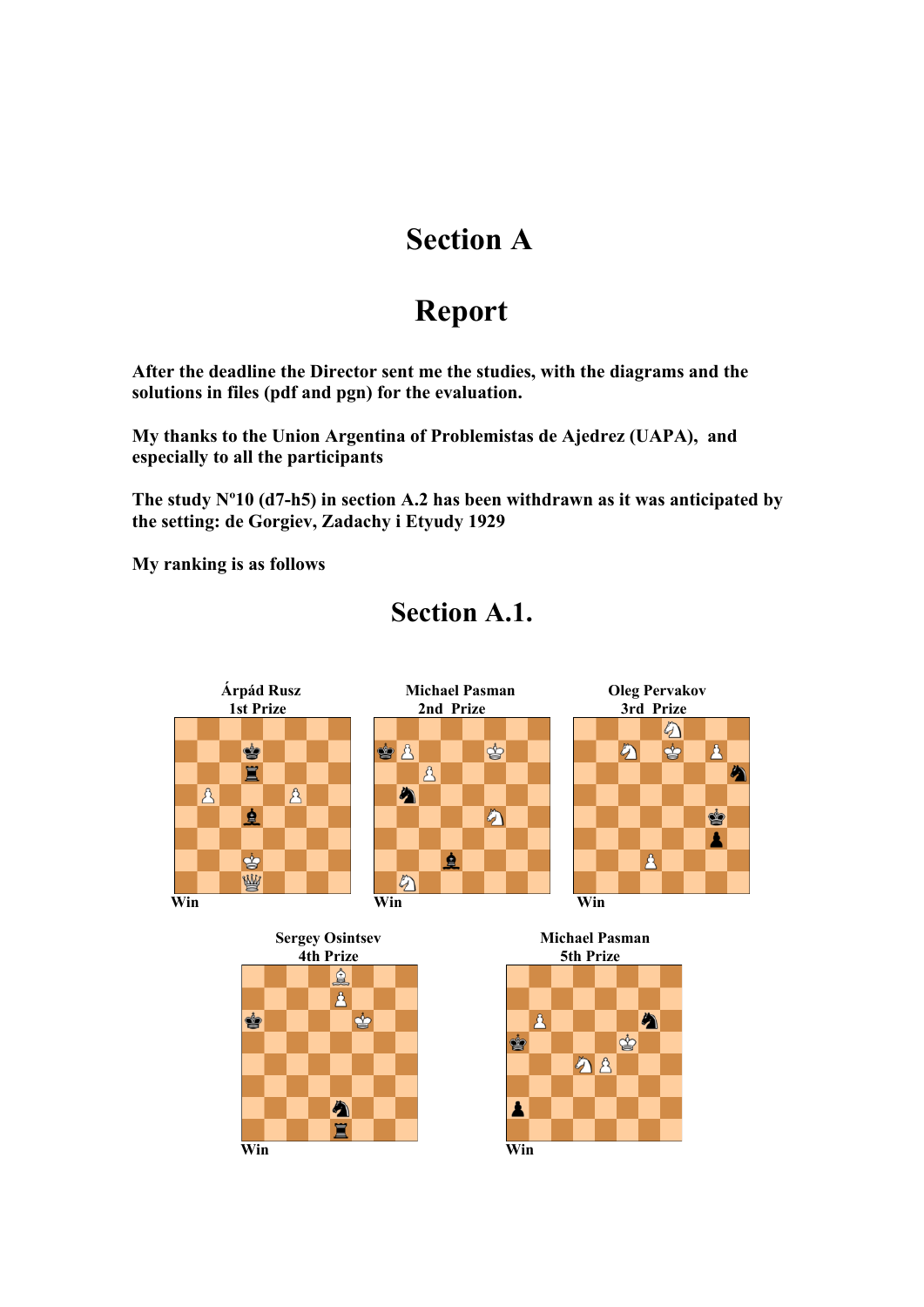# Section A

# Report

**After the deadline the Director sent me the studies, with the diagrams and the solutions in files (pdf and pgn) for the evaluation.**

**My thanks to the Union Argentina of Problemistas de Ajedrez (UAPA), and especially to all the participants**

**The study Nº10 (d7-h5) in section A.2 has been withdrawn as it was anticipated by the setting: de Gorgiev, Zadachy i Etyudy 1929**

**My ranking is as follows**

## Section A.1.

**Árpád Rusz**
**1st Prize**

Win

**Michael Pasman**
**2nd Prize**

Win

**Oleg Pervakov**
**3rd Prize**

Win

**Sergey Osintsev**
**4th Prize**

Win

**Michael Pasman**
**5th Prize**

Win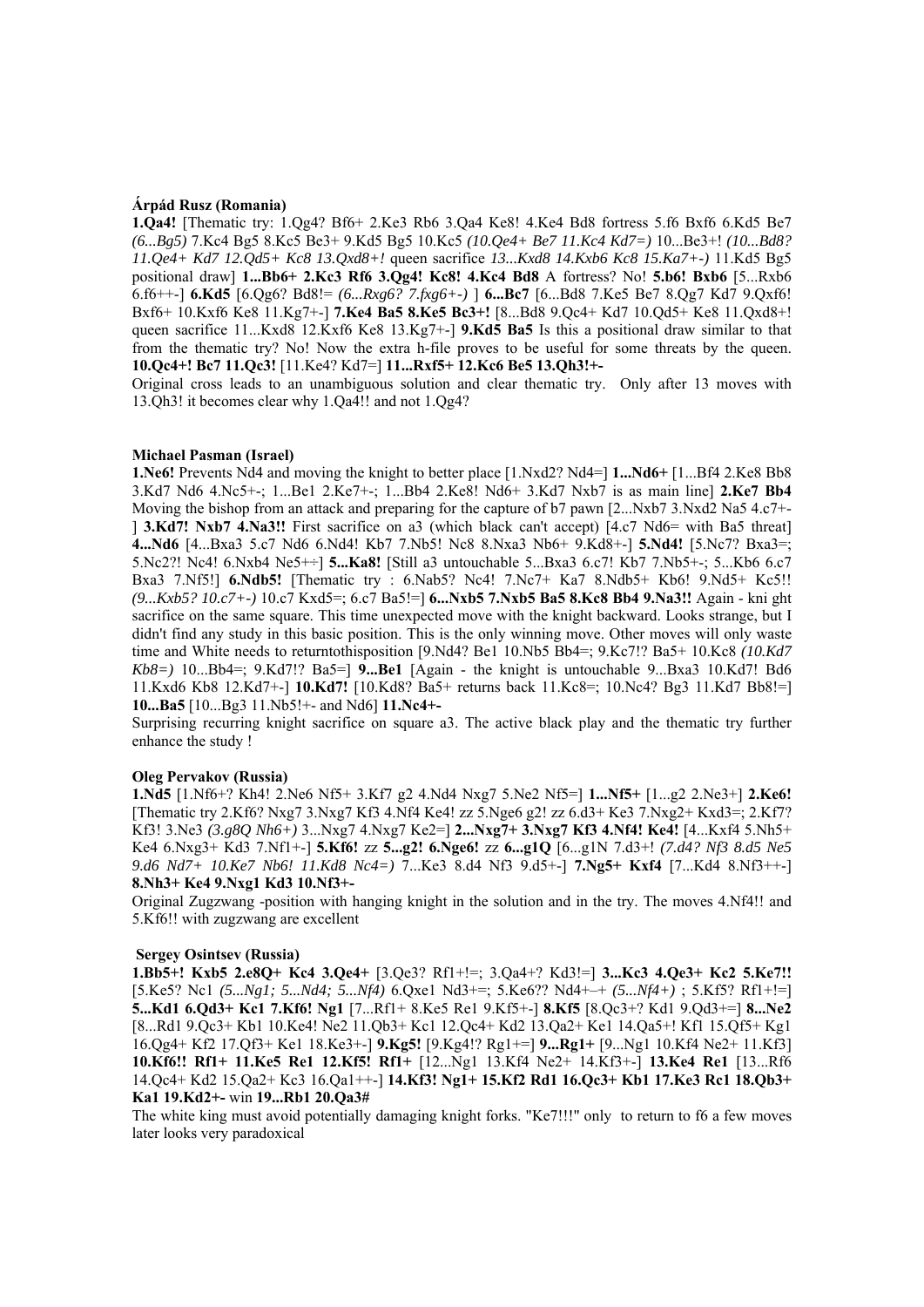**Árpád Rusz (Romania)**

**1.Qa4!** [Thematic try: 1.Qg4? Bf6+ 2.Ke3 Rb6 3.Qa4 Ke8! 4.Ke4 Bd8 fortress 5.f6 Bxf6 6.Kd5 Be7 *(6...Bg5)* 7.Kc4 Bg5 8.Kc5 Be3+ 9.Kd5 Bg5 10.Kc5 *(10.Qe4+ Be7 11.Kc4 Kd7=)* 10...Be3+! *(10...Bd8? 11.Qe4+ Kd7 12.Qd5+ Kc8 13.Qxd8+! queen sacrifice 13...Kxd8 14.Kxb6 Kc8 15.Ka7+-)* 11.Kd5 Bg5 positional draw] **1...Bb6+ 2.Kc3 Rf6 3.Qg4! Kc8! 4.Kc4 Bd8** A fortress? No! **5.b6! Bxb6** [5...Rxb6 6.f6++-] **6.Kd5** [6.Qg6? Bd8!= *(6...Rxg6? 7.fxg6+-)* ] **6...Bc7** [6...Bd8 7.Ke5 Be7 8.Qg7 Kd7 9.Qxf6! Bxf6+ 10.Kxf6 Ke8 11.Kg7+-] **7.Ke4 Ba5 8.Ke5 Bc3+!** [8...Bd8 9.Qc4+ Kd7 10.Qd5+ Ke8 11.Qxd8+! queen sacrifice 11...Kxd8 12.Kxf6 Ke8 13.Kg7+-] **9.Kd5 Ba5** Is this a positional draw similar to that from the thematic try? No! Now the extra h-file proves to be useful for some threats by the queen. **10.Qc4+! Bc7 11.Qc3!** [11.Ke4? Kd7=] **11...Rxf5+ 12.Kc6 Be5 13.Qh3!+-**

Original cross leads to an unambiguous solution and clear thematic try. Only after 13 moves with 13.Qh3! it becomes clear why 1.Qa4!! and not 1.Qg4?

**Michael Pasman (Israel)**

**1.Ne6!** Prevents Nd4 and moving the knight to better place [1.Nxd2? Nd4=] **1...Nd6+** [1...Bf4 2.Ke8 Bb8 3.Kd7 Nd6 4.Nc5+-; 1...Be1 2.Ke7+-; 1...Bb4 2.Ke8! Nd6+ 3.Kd7 Nxb7 is as main line] **2.Ke7 Bb4** Moving the bishop from an attack and preparing for the capture of b7 pawn [2...Nxb7 3.Nxd2 Na5 4.c7+-] **3.Kd7! Nxb7 4.Na3!!** First sacrifice on a3 (which black can't accept) [4.c7 Nd6= with Ba5 threat] **4...Nd6** [4...Bxa3 5.c7 Nd6 6.Nd4! Kb7 7.Nb5! Nc8 8.Nxa3 Nb6+ 9.Kd8+-] **5.Nd4!** [5.Nc7? Bxa3=; 5.Nc2?! Nc4! 6.Nxb4 Ne5+÷] **5...Ka8!** [Still a3 untouchable 5...Bxa3 6.c7! Kb7 7.Nb5+-; 5...Kb6 6.c7 Bxa3 7.Nf5!] **6.Ndb5!** [Thematic try : 6.Nab5? Nc4! 7.Nc7+ Ka7 8.Ndb5+ Kb6! 9.Nd5+ Kc5!! *(9...Kxb5? 10.c7+-)* 10.c7 Kxd5=; 6.c7 Ba5!=] **6...Nxb5 7.Nxb5 Ba5 8.Kc8 Bb4 9.Na3!!** Again - kni ght sacrifice on the same square. This time unexpected move with the knight backward. Looks strange, but I didn't find any study in this basic position. This is the only winning move. Other moves will only waste time and White needs to returntothisposition [9.Nd4? Be1 10.Nb5 Bb4=; 9.Kc7!? Ba5+ 10.Kc8 *(10.Kd7 Kb8=)* 10...Bb4=; 9.Kd7!? Ba5=] **9...Be1** [Again - the knight is untouchable 9...Bxa3 10.Kd7! Bd6 11.Kxd6 Kb8 12.Kd7+-] **10.Kd7!** [10.Kd8? Ba5+ returns back 11.Kc8=; 10.Nc4? Bg3 11.Kd7 Bb8!=] **10...Ba5** [10...Bg3 11.Nb5!+- and Nd6] **11.Nc4+-**

Surprising recurring knight sacrifice on square a3. The active black play and the thematic try further enhance the study !

**Oleg Pervakov (Russia)**

**1.Nd5** [1.Nf6+? Kh4! 2.Ne6 Nf5+ 3.Kf7 g2 4.Nd4 Nxg7 5.Ne2 Nf5=] **1...Nf5+** [1...g2 2.Ne3+] **2.Ke6!** [Thematic try 2.Kf6? Nxg7 3.Nxg7 Kf3 4.Nf4 Ke4! zz 5.Nge6 g2! zz 6.d3+ Ke3 7.Nxg2+ Kxd3=; 2.Kf7? Kf3! 3.Ne3 *(3.g8Q Nh6+)* 3...Nxg7 4.Nxg7 Ke2=] **2...Nxg7+ 3.Nxg7 Kf3 4.Nf4! Ke4!** [4...Kxf4 5.Nh5+ Ke4 6.Nxg3+ Kd3 7.Nf1+-] **5.Kf6! zz 5...g2! 6.Nge6! zz 6...g1Q** [6...g1N 7.d3+! *(7.d4? Nf3 8.d5 Ne5 9.d6 Nd7+ 10.Ke7 Nb6! 11.Kd8 Nc4=)* 7...Ke3 8.d4 Nf3 9.d5+-] **7.Ng5+ Kxf4** [7...Kd4 8.Nf3++-] **8.Nh3+ Ke4 9.Nxg1 Kd3 10.Nf3+-**

Original Zugzwang -position with hanging knight in the solution and in the try. The moves 4.Nf4!! and 5.Kf6!! with zugzwang are excellent

**Sergey Osintsev (Russia)**

**1.Bb5+! Kxb5 2.e8Q+ Kc4 3.Qe4+** [3.Qe3? Rf1+!=; 3.Qa4+? Kd3!=] **3...Kc3 4.Qe3+ Kc2 5.Ke7!!** [5.Ke5? Nc1 *(5...Ng1; 5...Nd4; 5...Nf4)* 6.Qxe1 Nd3+=; 5.Ke6?? Nd4+–+ *(5...Nf4+)* ; 5.Kf5? Rf1+!=] **5...Kd1 6.Qd3+ Kc1 7.Kf6! Ng1** [7...Rf1+ 8.Ke5 Re1 9.Kf5+-] **8.Kf5** [8.Qc3+? Kd1 9.Qd3+=] **8...Ne2** [8...Rd1 9.Qc3+ Kb1 10.Ke4! Ne2 11.Qb3+ Kc1 12.Qc4+ Kd2 13.Qa2+ Ke1 14.Qa5+! Kf1 15.Qf5+ Kg1 16.Qg4+ Kf2 17.Qf3+ Ke1 18.Ke3+-] **9.Kg5!** [9.Kg4!? Rg1+=] **9...Rg1+** [9...Ng1 10.Kf4 Ne2+ 11.Kf3] **10.Kf6!! Rf1+ 11.Ke5 Re1 12.Kf5! Rf1+** [12...Ng1 13.Kf4 Ne2+ 14.Kf3+-] **13.Ke4 Re1** [13...Rf6 14.Qc4+ Kd2 15.Qa2+ Kc3 16.Qa1++-] **14.Kf3! Ng1+ 15.Kf2 Rd1 16.Qc3+ Kb1 17.Ke3 Rc1 18.Qb3+ Ka1 19.Kd2+-** win **19...Rb1 20.Qa3#**

The white king must avoid potentially damaging knight forks. "Ke7!!!" only to return to f6 a few moves later looks very paradoxical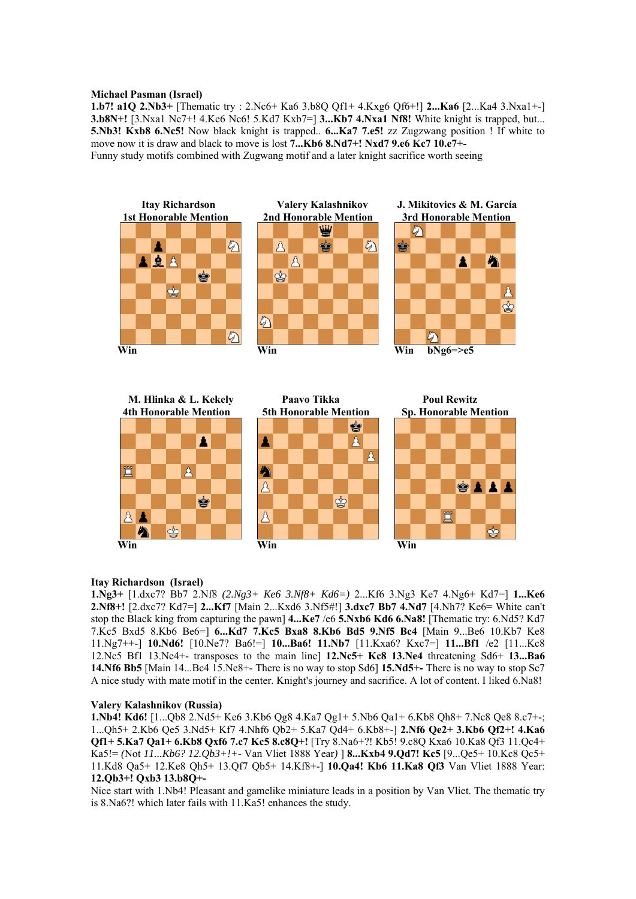**Michael Pasman (Israel)**

**1.b7! a1Q 2.Nb3+** [Thematic try : 2.Nc6+ Ka6 3.b8Q Qf1+ 4.Kxg6 Qf6+!] **2...Ka6** [2...Ka4 3.Nxa1+-] **3.b8N+!** [3.Nxa1 Ne7+! 4.Ke6 Nc6! 5.Kd7 Kxb7=] **3...Kb7 4.Nxa1 Nf8!** White knight is trapped, but... **5.Nb3! Kxb8 6.Nc5!** Now black knight is trapped.. **6...Ka7 7.e5!** zz Zugzwang position ! If white to move now it is draw and black to move is lost **7...Kb6 8.Nd7+! Nxd7 9.e6 Kc7 10.e7+-**

Funny study motifs combined with Zugwang motif and a later knight sacrifice worth seeing

**Itay Richardson**
**1st Honorable Mention**

Win

**Valery Kalashnikov**
**2nd Honorable Mention**

Win

**J. Mikitovics & M. García**
**3rd Honorable Mention**

Win bNg6=>e5

**M. Hlinka & L. Kekely**
**4th Honorable Mention**

Win

**Paavo Tikka**
**5th Honorable Mention**

Win

**Poul Rewitz**
**Sp. Honorable Mention**

Win

**Itay Richardson (Israel)**

**1.Ng3+** [1.dxc7? Bb7 2.Nf8 *(2.Ng3+ Ke6 3.Nf8+ Kd6=)* 2...Kf6 3.Ng3 Ke7 4.Ng6+ Kd7=] **1...Ke6 2.Nf8+!** [2.dxc7? Kd7=] **2...Kf7** [Main 2...Kxd6 3.Nf5#!] **3.dxc7 Bb7 4.Nd7** [4.Nh7? Ke6= White can't stop the Black king from capturing the pawn] **4...Ke7** /e6 **5.Nxb6 Kd6 6.Na8!** [Thematic try: 6.Nd5? Kd7 7.Kc5 Bxd5 8.Kb6 Be6=] **6...Kd7 7.Kc5 Bxa8 8.Kb6 Bd5 9.Nf5 Bc4** [Main 9...Be6 10.Kb7 Ke8 11.Ng7++-] **10.Nd6!** [10.Ne7? Ba6!=] **10...Ba6! 11.Nb7** [11.Kxa6? Kxc7=] **11...Bf1** /e2 [11...Kc8 12.Nc5 Bf1 13.Ne4+- transposes to the main line] **12.Nc5+ Kc8 13.Ne4** threatening Sd6+ **13...Ba6 14.Nf6 Bb5** [Main 14...Bc4 15.Ne8+- There is no way to stop Sd6] **15.Nd5+-** There is no way to stop Se7

A nice study with mate motif in the center. Knight's journey and sacrifice. A lot of content. I liked 6.Na8!

**Valery Kalashnikov (Russia)**

**1.Nb4! Kd6!** [1...Qb8 2.Nd5+ Ke6 3.Kb6 Qg8 4.Ka7 Qg1+ 5.Nb6 Qa1+ 6.Kb8 Qh8+ 7.Nc8 Qe8 8.c7+-; 1...Qh5+ 2.Kb6 Qe5 3.Nd5+ Kf7 4.Nhf6 Qb2+ 5.Ka7 Qd4+ 6.Kb8+-] **2.Nf6 Qe2+ 3.Kb6 Qf2+! 4.Ka6 Qf1+ 5.Ka7 Qa1+ 6.Kb8 Qxf6 7.c7 Kc5 8.c8Q+!** [Try 8.Na6+?! Kb5! 9.c8Q Kxa6 10.Ka8 Qf3 11.Qc4+ Ka5!= *(*Not *11...Kb6? 12.Qb3+!+-* Van Vliet 1888 Year*)* ] **8...Kxb4 9.Qd7! Kc5** [9...Qe5+ 10.Kc8 Qc5+ 11.Kd8 Qa5+ 12.Ke8 Qh5+ 13.Qf7 Qb5+ 14.Kf8+-] **10.Qa4! Kb6 11.Ka8 Qf3** Van Vliet 1888 Year: **12.Qb3+! Qxb3 13.b8Q+-**

Nice start with 1.Nb4! Pleasant and gamelike miniature leads in a position by Van Vliet. The thematic try is 8.Na6?! which later fails with 11.Ka5! enhances the study.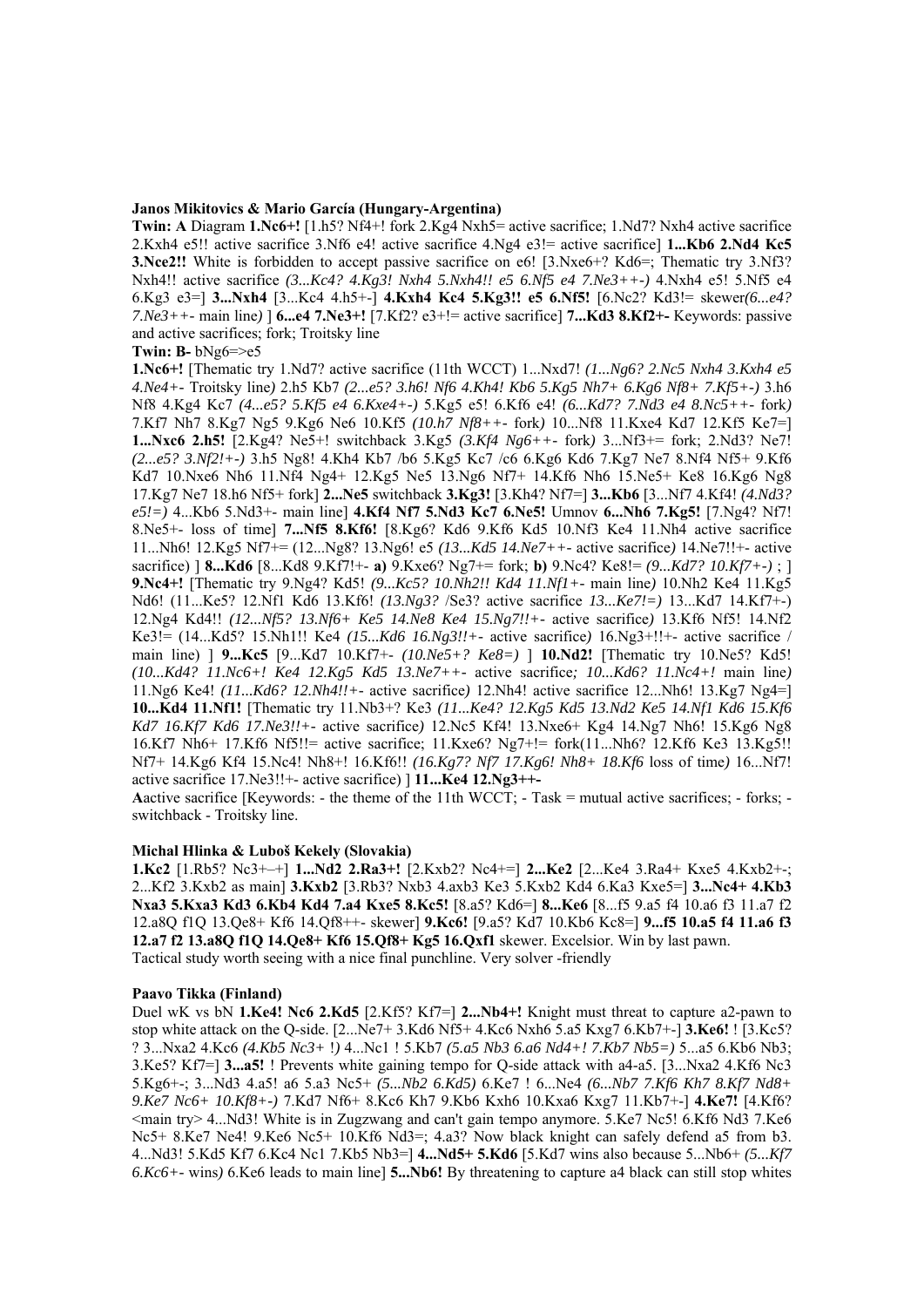**Janos Mikitovics & Mario García (Hungary-Argentina)**

**Twin: A** Diagram **1.Nc6+!** [1.h5? Nf4+! fork 2.Kg4 Nxh5= active sacrifice; 1.Nd7? Nxh4 active sacrifice 2.Kxh4 e5!! active sacrifice 3.Nf6 e4! active sacrifice 4.Ng4 e3!= active sacrifice] **1...Kb6 2.Nd4 Kc5 3.Nce2!!** White is forbidden to accept passive sacrifice on e6! [3.Nxe6+? Kd6=; Thematic try 3.Nf3? Nxh4!! active sacrifice *(3...Kc4? 4.Kg3! Nxh4 5.Nxh4!! e5 6.Nf5 e4 7.Ne3++-)* 4.Nxh4 e5! 5.Nf5 e4 6.Kg3 e3=] **3...Nxh4** [3...Kc4 4.h5+-] **4.Kxh4 Kc4 5.Kg3!! e5 6.Nf5!** [6.Nc2? Kd3!= skewer*(6...e4? 7.Ne3++-* main line*)* ] **6...e4 7.Ne3+!** [7.Kf2? e3+!= active sacrifice] **7...Kd3 8.Kf2+-** Keywords: passive and active sacrifices; fork; Troitsky line

**Twin: B-** bNg6=>e5

**1.Nc6+!** [Thematic try 1.Nd7? active sacrifice (11th WCCT) 1...Nxd7! *(1...Ng6? 2.Nc5 Nxh4 3.Kxh4 e5 4.Ne4+-* Troitsky line*)* 2.h5 Kb7 *(2...e5? 3.h6! Nf6 4.Kh4! Kb6 5.Kg5 Nh7+ 6.Kg6 Nf8+ 7.Kf5+-)* 3.h6 Nf8 4.Kg4 Kc7 *(4...e5? 5.Kf5 e4 6.Kxe4+-)* 5.Kg5 e5! 6.Kf6 e4! *(6...Kd7? 7.Nd3 e4 8.Nc5++-* fork*)* 7.Kf7 Nh7 8.Kg7 Ng5 9.Kg6 Ne6 10.Kf5 *(10.h7 Nf8++-* fork*)* 10...Nf8 11.Kxe4 Kd7 12.Kf5 Ke7=] **1...Nxc6 2.h5!** [2.Kg4? Ne5+! switchback 3.Kg5 *(3.Kf4 Ng6++-* fork*)* 3...Nf3+= fork; 2.Nd3? Ne7! *(2...e5? 3.Nf2!+-)* 3.h5 Ng8! 4.Kh4 Kb7 /b6 5.Kg5 Kc7 /c6 6.Kg6 Kd6 7.Kg7 Ne7 8.Nf4 Nf5+ 9.Kf6 Kd7 10.Nxe6 Nh6 11.Nf4 Ng4+ 12.Kg5 Ne5 13.Ng6 Nf7+ 14.Kf6 Nh6 15.Ne5+ Ke8 16.Kg6 Ng8 17.Kg7 Ne7 18.h6 Nf5+ fork] **2...Ne5** switchback **3.Kg3!** [3.Kh4? Nf7=] **3...Kb6** [3...Nf7 4.Kf4! *(4.Nd3? e5!=)* 4...Kb6 5.Nd3+- main line] **4.Kf4 Nf7 5.Nd3 Kc7 6.Ne5!** Umnov **6...Nh6 7.Kg5!** [7.Ng4? Nf7! 8.Ne5+- loss of time] **7...Nf5 8.Kf6!** [8.Kg6? Kd6 9.Kf6 Kd5 10.Nf3 Ke4 11.Nh4 active sacrifice 11...Nh6! 12.Kg5 Nf7+= (12...Ng8? 13.Ng6! e5 *(13...Kd5 14.Ne7++-* active sacrifice*)* 14.Ne7!!+- active sacrifice) ] **8...Kd6** [8...Kd8 9.Kf7!+- **a)** 9.Kxe6? Ng7+= fork; **b)** 9.Nc4? Ke8!= *(9...Kd7? 10.Kf7+-)* ; ] **9.Nc4+!** [Thematic try 9.Ng4? Kd5! *(9...Kc5? 10.Nh2!! Kd4 11.Nf1+-* main line*)* 10.Nh2 Ke4 11.Kg5 Nd6! (11...Ke5? 12.Nf1 Kd6 13.Kf6! *(13.Ng3?* /Se3? active sacrifice *13...Ke7!=)* 13...Kd7 14.Kf7+-) 12.Ng4 Kd4!! *(12...Nf5? 13.Nf6+ Ke5 14.Ne8 Ke4 15.Ng7!!+-* active sacrifice*)* 13.Kf6 Nf5! 14.Nf2 Ke3!= (14...Kd5? 15.Nh1!! Ke4 *(15...Kd6 16.Ng3!!+-* active sacrifice*)* 16.Ng3+!!+- active sacrifice / main line) ] **9...Kc5** [9...Kd7 10.Kf7+- *(10.Ne5+? Ke8=)* ] **10.Nd2!** [Thematic try 10.Ne5? Kd5! *(10...Kd4? 11.Nc6+! Ke4 12.Kg5 Kd5 13.Ne7++-* active sacrifice*; 10...Kd6? 11.Nc4+!* main line*)* 11.Ng6 Ke4! *(11...Kd6? 12.Nh4!+-* active sacrifice*)* 12.Nh4! active sacrifice 12...Nh6! 13.Kg7 Ng4=] **10...Kd4 11.Nf1!** [Thematic try 11.Nb3+? Ke3 *(11...Ke4? 12.Kg5 Kd5 13.Nd2 Ke5 14.Nf1 Kd6 15.Kf6 Kd7 16.Kf7 Kd6 17.Ne3!!+-* active sacrifice*)* 12.Nc5 Kf4! 13.Nxe6+ Kg4 14.Ng7 Nh6! 15.Kg6 Ng8 16.Kf7 Nh6+ 17.Kf6 Nf5!!= active sacrifice; 11.Kxe6? Ng7+!= fork(11...Nh6? 12.Kf6 Ke3 13.Kg5!! Nf7+ 14.Kg6 Kf4 15.Nc4! Nh8+! 16.Kf6!! *(16.Kg7? Nf7 17.Kg6! Nh8+ 18.Kf6* loss of time*)* 16...Nf7! active sacrifice 17.Ne3!!+- active sacrifice) ] **11...Ke4 12.Ng3++-**

**A**active sacrifice [Keywords: - the theme of the 11th WCCT; - Task = mutual active sacrifices; - forks; - switchback - Troitsky line.

**Michal Hlinka & Luboš Kekely (Slovakia)**

**1.Kc2** [1.Rb5? Nc3+–+] **1...Nd2 2.Ra3+!** [2.Kxb2? Nc4+=] **2...Ke2** [2...Ke4 3.Ra4+ Kxe5 4.Kxb2+-; 2...Kf2 3.Kxb2 as main] **3.Kxb2** [3.Rb3? Nxb3 4.axb3 Ke3 5.Kxb2 Kd4 6.Ka3 Kxe5=] **3...Nc4+ 4.Kb3 Nxa3 5.Kxa3 Kd3 6.Kb4 Kd4 7.a4 Kxe5 8.Kc5!** [8.a5? Kd6=] **8...Ke6** [8...f5 9.a5 f4 10.a6 f3 11.a7 f2 12.a8Q f1Q 13.Qe8+ Kf6 14.Qf8++- skewer] **9.Kc6!** [9.a5? Kd7 10.Kb6 Kc8=] **9...f5 10.a5 f4 11.a6 f3 12.a7 f2 13.a8Q f1Q 14.Qe8+ Kf6 15.Qf8+ Kg5 16.Qxf1** skewer. Excelsior. Win by last pawn.
Tactical study worth seeing with a nice final punchline. Very solver -friendly

**Paavo Tikka (Finland)**

Duel wK vs bN **1.Ke4! Nc6 2.Kd5** [2.Kf5? Kf7=] **2...Nb4+!** Knight must threat to capture a2-pawn to stop white attack on the Q-side. [2...Ne7+ 3.Kd6 Nf5+ 4.Kc6 Nxh6 5.a5 Kxg7 6.Kb7+-] **3.Ke6!** ! [3.Kc5? ? 3...Nxa2 4.Kc6 *(4.Kb5 Nc3+ !)* 4...Nc1 ! 5.Kb7 *(5.a5 Nb3 6.a6 Nd4+! 7.Kb7 Nb5=)* 5...a5 6.Kb6 Nb3; 3.Ke5? Kf7=] **3...a5!** ! Prevents white gaining tempo for Q-side attack with a4-a5. [3...Nxa2 4.Kf6 Nc3 5.Kg6+-; 3...Nd3 4.a5! a6 5.a3 Nc5+ *(5...Nb2 6.Kd5)* 6.Ke7 ! 6...Ne4 *(6...Nb7 7.Kf6 Kh7 8.Kf7 Nd8+ 9.Ke7 Nc6+ 10.Kf8+-)* 7.Kd7 Nf6+ 8.Kc6 Kh7 9.Kb6 Kxh6 10.Kxa6 Kxg7 11.Kb7+-] **4.Ke7!** [4.Kf6? <main try> 4...Nd3! White is in Zugzwang and can't gain tempo anymore. 5.Ke7 Nc5! 6.Kf6 Nd3 7.Ke6 Nc5+ 8.Ke7 Ne4! 9.Ke6 Nc5+ 10.Kf6 Nd3=; 4.a3? Now black knight can safely defend a5 from b3. 4...Nd3! 5.Kd5 Kf7 6.Kc4 Nc1 7.Kb5 Nb3=] **4...Nd5+ 5.Kd6** [5.Kd7 wins also because 5...Nb6+ *(5...Kf7 6.Kc6+-* wins*)* 6.Ke6 leads to main line] **5...Nb6!** By threatening to capture a4 black can still stop whites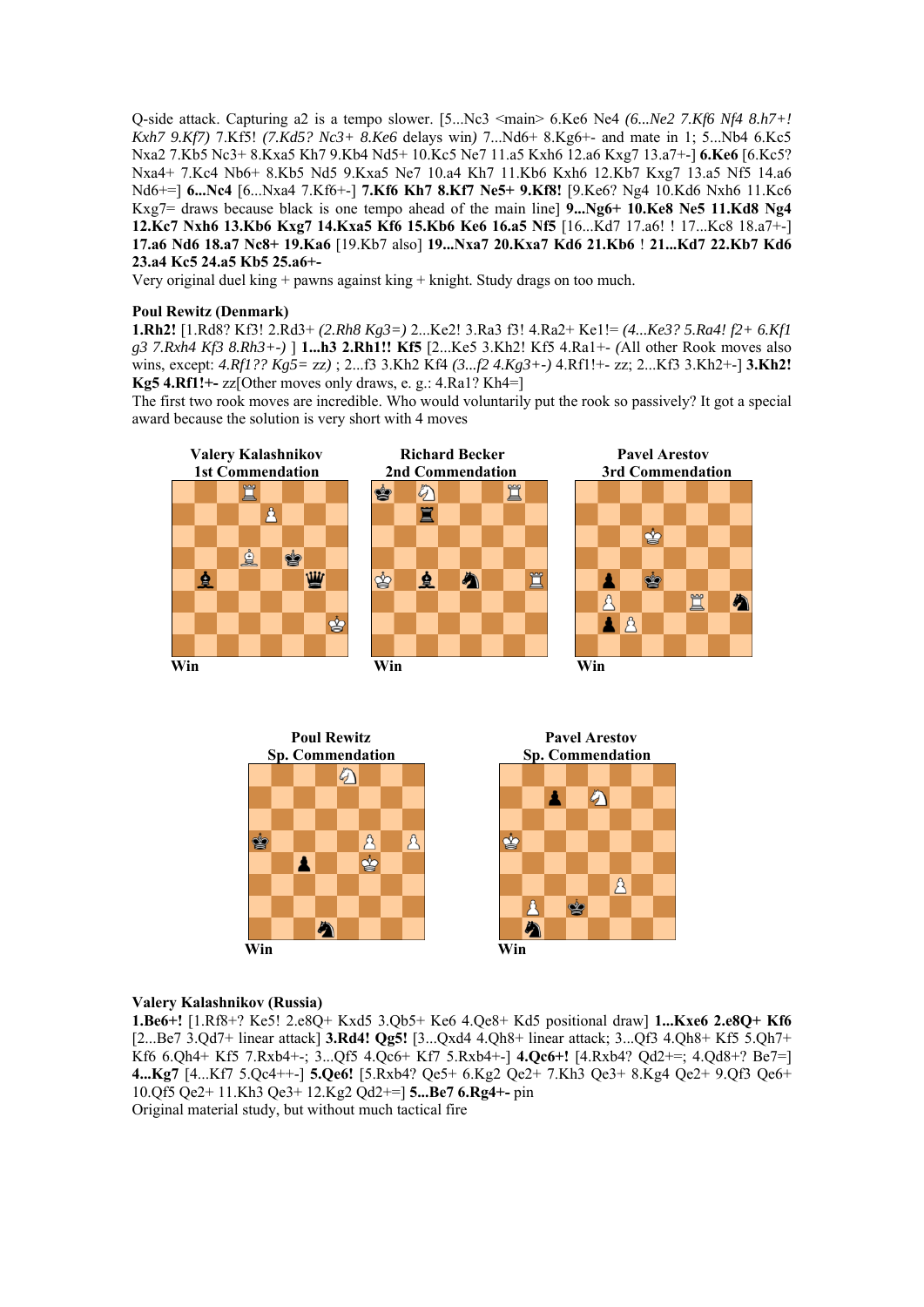Q-side attack. Capturing a2 is a tempo slower. [5...Nc3 <main> 6.Ke6 Ne4 *(6...Ne2 7.Kf6 Nf4 8.h7+! Kxh7 9.Kf7)* 7.Kf5! *(7.Kd5? Nc3+ 8.Ke6* delays win*)* 7...Nd6+ 8.Kg6+- and mate in 1; 5...Nb4 6.Kc5 Nxa2 7.Kb5 Nc3+ 8.Kxa5 Kh7 9.Kb4 Nd5+ 10.Kc5 Ne7 11.a5 Kxh6 12.a6 Kxg7 13.a7+-] **6.Ke6** [6.Kc5? Nxa4+ 7.Kc4 Nb6+ 8.Kb5 Nd5 9.Kxa5 Ne7 10.a4 Kh7 11.Kb6 Kxh6 12.Kb7 Kxg7 13.a5 Nf5 14.a6 Nd6+=] **6...Nc4** [6...Nxa4 7.Kf6+-] **7.Kf6 Kh7 8.Kf7 Ne5+ 9.Kf8!** [9.Ke6? Ng4 10.Kd6 Nxh6 11.Kc6 Kxg7= draws because black is one tempo ahead of the main line] **9...Ng6+ 10.Ke8 Ne5 11.Kd8 Ng4 12.Kc7 Nxh6 13.Kb6 Kxg7 14.Kxa5 Kf6 15.Kb6 Ke6 16.a5 Nf5** [16...Kd7 17.a6! ! 17...Kc8 18.a7+-] **17.a6 Nd6 18.a7 Nc8+ 19.Ka6** [19.Kb7 also] **19...Nxa7 20.Kxa7 Kd6 21.Kb6** ! **21...Kd7 22.Kb7 Kd6 23.a4 Kc5 24.a5 Kb5 25.a6+-**

Very original duel king + pawns against king + knight. Study drags on too much.

**Poul Rewitz (Denmark)**

**1.Rh2!** [1.Rd8? Kf3! 2.Rd3+ *(2.Rh8 Kg3=)* 2...Ke2! 3.Ra3 f3! 4.Ra2+ Ke1!= *(4...Ke3? 5.Ra4! f2+ 6.Kf1 g3 7.Rxh4 Kf3 8.Rh3+-)* ] **1...h3 2.Rh1!! Kf5** [2...Ke5 3.Kh2! Kf5 4.Ra1+- *(*All other Rook moves also wins, except: *4.Rf1?? Kg5= zz)* ; 2...f3 3.Kh2 Kf4 *(3...f2 4.Kg3+-)* 4.Rf1!+- zz; 2...Kf3 3.Kh2+-] **3.Kh2! Kg5 4.Rf1!+-** zz[Other moves only draws, e. g.: 4.Ra1? Kh4=]

The first two rook moves are incredible. Who would voluntarily put the rook so passively? It got a special award because the solution is very short with 4 moves

**Valery Kalashnikov**
**1st Commendation**

Win

**Richard Becker**
**2nd Commendation**

Win

**Pavel Arestov**
**3rd Commendation**

Win

**Poul Rewitz**
**Sp. Commendation**

Win

**Pavel Arestov**
**Sp. Commendation**

Win

**Valery Kalashnikov (Russia)**

**1.Be6+!** [1.Rf8+? Ke5! 2.e8Q+ Kxd5 3.Qb5+ Ke6 4.Qe8+ Kd5 positional draw] **1...Kxe6 2.e8Q+ Kf6** [2...Be7 3.Qd7+ linear attack] **3.Rd4! Qg5!** [3...Qxd4 4.Qh8+ linear attack; 3...Qf3 4.Qh8+ Kf5 5.Qh7+ Kf6 6.Qh4+ Kf5 7.Rxb4+-; 3...Qf5 4.Qc6+ Kf7 5.Rxb4+-] **4.Qc6+!** [4.Rxb4? Qd2+=; 4.Qd8+? Be7=] **4...Kg7** [4...Kf7 5.Qc4++-] **5.Qe6!** [5.Rxb4? Qe5+ 6.Kg2 Qe2+ 7.Kh3 Qe3+ 8.Kg4 Qe2+ 9.Qf3 Qe6+ 10.Qf5 Qe2+ 11.Kh3 Qe3+ 12.Kg2 Qd2+=] **5...Be7 6.Rg4+-** pin

Original material study, but without much tactical fire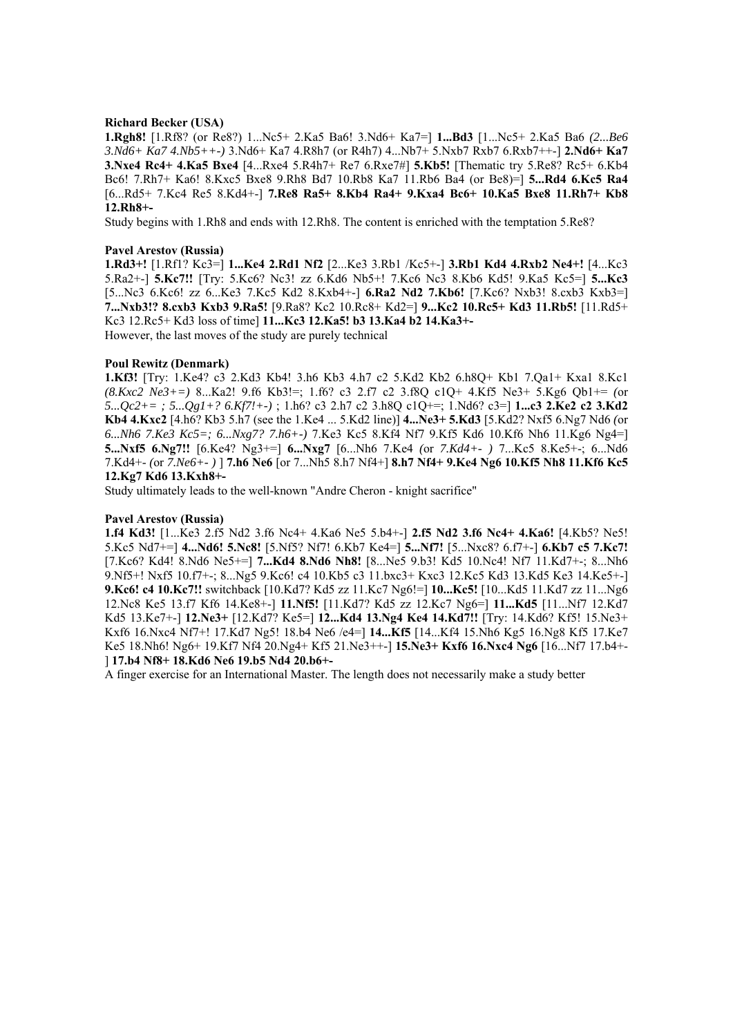**Richard Becker (USA)**

**1.Rgh8!** [1.Rf8? (or Re8?) 1...Nc5+ 2.Ka5 Ba6! 3.Nd6+ Ka7=] **1...Bd3** [1...Nc5+ 2.Ka5 Ba6 *(2...Be6 3.Nd6+ Ka7 4.Nb5++-)* 3.Nd6+ Ka7 4.R8h7 (or R4h7) 4...Nb7+ 5.Nxb7 Rxb7 6.Rxb7++-] **2.Nd6+ Ka7 3.Nxe4 Rc4+ 4.Ka5 Bxe4** [4...Rxe4 5.R4h7+ Re7 6.Rxe7#] **5.Kb5!** [Thematic try 5.Re8? Rc5+ 6.Kb4 Bc6! 7.Rh7+ Ka6! 8.Kxc5 Bxe8 9.Rh8 Bd7 10.Rb8 Ka7 11.Rb6 Ba4 (or Be8)=] **5...Rd4 6.Kc5 Ra4** [6...Rd5+ 7.Kc4 Re5 8.Kd4+-] **7.Re8 Ra5+ 8.Kb4 Ra4+ 9.Kxa4 Bc6+ 10.Ka5 Bxe8 11.Rh7+ Kb8 12.Rh8+-**

Study begins with 1.Rh8 and ends with 12.Rh8. The content is enriched with the temptation 5.Re8?

**Pavel Arestov (Russia)**

**1.Rd3+!** [1.Rf1? Kc3=] **1...Ke4 2.Rd1 Nf2** [2...Ke3 3.Rb1 /Kc5+-] **3.Rb1 Kd4 4.Rxb2 Ne4+!** [4...Kc3 5.Ra2+-] **5.Kc7!!** [Try: 5.Kc6? Nc3! zz 6.Kd6 Nb5+! 7.Kc6 Nc3 8.Kb6 Kd5! 9.Ka5 Kc5=] **5...Kc3** [5...Nc3 6.Kc6! zz 6...Ke3 7.Kc5 Kd2 8.Kxb4+-] **6.Ra2 Nd2 7.Kb6!** [7.Kc6? Nxb3! 8.cxb3 Kxb3=] **7...Nxb3!? 8.cxb3 Kxb3 9.Ra5!** [9.Ra8? Kc2 10.Rc8+ Kd2=] **9...Kc2 10.Rc5+ Kd3 11.Rb5!** [11.Rd5+ Kc3 12.Rc5+ Kd3 loss of time] **11...Kc3 12.Ka5! b3 13.Ka4 b2 14.Ka3+-**

However, the last moves of the study are purely technical

**Poul Rewitz (Denmark)**

**1.Kf3!** [Try: 1.Ke4? c3 2.Kd3 Kb4! 3.h6 Kb3 4.h7 c2 5.Kd2 Kb2 6.h8Q+ Kb1 7.Qa1+ Kxa1 8.Kc1 *(8.Kxc2 Ne3+=)* 8...Ka2! 9.f6 Kb3!=; 1.f6? c3 2.f7 c2 3.f8Q c1Q+ 4.Kf5 Ne3+ 5.Kg6 Qb1+= *(*or *5...Qc2+= ; 5...Qg1+? 6.Kf7!+-)* ; 1.h6? c3 2.h7 c2 3.h8Q c1Q+=; 1.Nd6? c3=] **1...c3 2.Ke2 c2 3.Kd2 Kb4 4.Kxc2** [4.h6? Kb3 5.h7 (see the 1.Ke4 ... 5.Kd2 line)] **4...Ne3+ 5.Kd3** [5.Kd2? Nxf5 6.Ng7 Nd6 *(*or *6...Nh6 7.Ke3 Kc5=; 6...Nxg7? 7.h6+-)* 7.Ke3 Kc5 8.Kf4 Nf7 9.Kf5 Kd6 10.Kf6 Nh6 11.Kg6 Ng4=] **5...Nxf5 6.Ng7!!** [6.Ke4? Ng3+=] **6...Nxg7** [6...Nh6 7.Ke4 *(*or *7.Kd4+- )* 7...Kc5 8.Ke5+-; 6...Nd6 7.Kd4+- *(*or *7.Ne6+- )* ] **7.h6 Ne6** [or 7...Nh5 8.h7 Nf4+] **8.h7 Nf4+ 9.Ke4 Ng6 10.Kf5 Nh8 11.Kf6 Kc5 12.Kg7 Kd6 13.Kxh8+-**

Study ultimately leads to the well-known "Andre Cheron - knight sacrifice"

**Pavel Arestov (Russia)**

**1.f4 Kd3!** [1...Ke3 2.f5 Nd2 3.f6 Nc4+ 4.Ka6 Ne5 5.b4+-] **2.f5 Nd2 3.f6 Nc4+ 4.Ka6!** [4.Kb5? Ne5! 5.Kc5 Nd7+=] **4...Nd6! 5.Nc8!** [5.Nf5? Nf7! 6.Kb7 Ke4=] **5...Nf7!** [5...Nxc8? 6.f7+-] **6.Kb7 c5 7.Kc7!** [7.Kc6? Kd4! 8.Nd6 Ne5+=] **7...Kd4 8.Nd6 Nh8!** [8...Ne5 9.b3! Kd5 10.Nc4! Nf7 11.Kd7+-; 8...Nh6 9.Nf5+! Nxf5 10.f7+-; 8...Ng5 9.Kc6! c4 10.Kb5 c3 11.bxc3+ Kxc3 12.Kc5 Kd3 13.Kd5 Ke3 14.Ke5+-] **9.Kc6! c4 10.Kc7!!** switchback [10.Kd7? Kd5 zz 11.Kc7 Ng6!=] **10...Kc5!** [10...Kd5 11.Kd7 zz 11...Ng6 12.Nc8 Ke5 13.f7 Kf6 14.Ke8+-] **11.Nf5!** [11.Kd7? Kd5 zz 12.Kc7 Ng6=] **11...Kd5** [11...Nf7 12.Kd7 Kd5 13.Ke7+-] **12.Ne3+** [12.Kd7? Ke5=] **12...Kd4 13.Ng4 Ke4 14.Kd7!!** [Try: 14.Kd6? Kf5! 15.Ne3+ Kxf6 16.Nxc4 Nf7+! 17.Kd7 Ng5! 18.b4 Ne6 /e4=] **14...Kf5** [14...Kf4 15.Nh6 Kg5 16.Ng8 Kf5 17.Ke7 Ke5 18.Nh6! Ng6+ 19.Kf7 Nf4 20.Ng4+ Kf5 21.Ne3++-] **15.Ne3+ Kxf6 16.Nxc4 Ng6** [16...Nf7 17.b4+-] **17.b4 Nf8+ 18.Kd6 Ne6 19.b5 Nd4 20.b6+-**

A finger exercise for an International Master. The length does not necessarily make a study better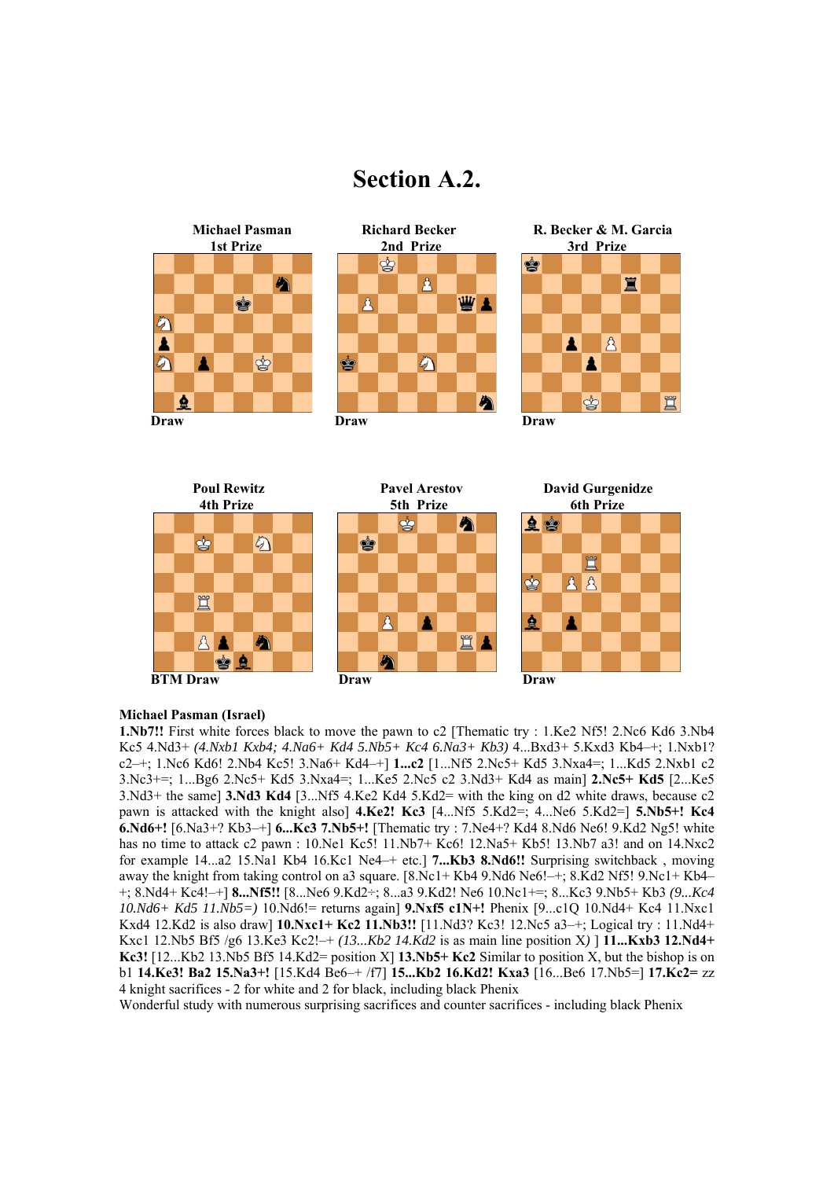# Section A.2.

Michael Pasman
1st Prize

Draw

Richard Becker
2nd Prize

Draw

R. Becker & M. Garcia
3rd Prize

Draw

Poul Rewitz
4th Prize

BTM Draw

Pavel Arestov
5th Prize

Draw

David Gurgenidze
6th Prize

Draw

**Michael Pasman (Israel)**

**1.Nb7!!** First white forces black to move the pawn to c2 [Thematic try : 1.Ke2 Nf5! 2.Nc6 Kd6 3.Nb4 Kc5 4.Nd3+ *(4.Nxb1 Kxb4; 4.Na6+ Kd4 5.Nb5+ Kc4 6.Na3+ Kb3)* 4...Bxd3+ 5.Kxd3 Kb4–+; 1.Nxb1? c2–+; 1.Nc6 Kd6! 2.Nb4 Kc5! 3.Na6+ Kd4–+] **1...c2** [1...Nf5 2.Nc5+ Kd5 3.Nxa4=; 1...Kd5 2.Nxb1 c2 3.Nc3+=; 1...Bg6 2.Nc5+ Kd5 3.Nxa4=; 1...Ke5 2.Nc5 c2 3.Nd3+ Kd4 as main] **2.Nc5+ Kd5** [2...Ke5 3.Nd3+ the same] **3.Nd3 Kd4** [3...Nf5 4.Ke2 Kd4 5.Kd2= with the king on d2 white draws, because c2 pawn is attacked with the knight also] **4.Ke2! Kc3** [4...Nf5 5.Kd2=; 4...Ne6 5.Kd2=] **5.Nb5+! Kc4 6.Nd6+!** [6.Na3+? Kb3–+] **6...Kc3 7.Nb5+!** [Thematic try : 7.Ne4+? Kd4 8.Nd6 Ne6! 9.Kd2 Ng5! white has no time to attack c2 pawn : 10.Ne1 Kc5! 11.Nb7+ Kc6! 12.Na5+ Kb5! 13.Nb7 a3! and on 14.Nxc2 for example 14...a2 15.Na1 Kb4 16.Kc1 Ne4–+ etc.] **7...Kb3 8.Nd6!!** Surprising switchback , moving away the knight from taking control on a3 square. [8.Nc1+ Kb4 9.Nd6 Ne6!–+; 8.Kd2 Nf5! 9.Nc1+ Kb4–+; 8.Nd4+ Kc4!–+] **8...Nf5!!** [8...Ne6 9.Kd2÷; 8...a3 9.Kd2! Ne6 10.Nc1+=; 8...Kc3 9.Nb5+ Kb3 *(9...Kc4 10.Nd6+ Kd5 11.Nb5=)* 10.Nd6!= returns again] **9.Nxf5 c1N+!** Phenix [9...c1Q 10.Nd4+ Kc4 11.Nxc1 Kxd4 12.Kd2 is also draw] **10.Nxc1+ Kc2 11.Nb3!!** [11.Nd3? Kc3! 12.Nc5 a3–+; Logical try : 11.Nd4+ Kxc1 12.Nb5 Bf5 /g6 13.Ke3 Kc2!–+ *(13...Kb2 14.Kd2 is as main line position X)* ] **11...Kxb3 12.Nd4+ Kc3!** [12...Kb2 13.Nb5 Bf5 14.Kd2= position X] **13.Nb5+ Kc2** Similar to position X, but the bishop is on b1 **14.Ke3! Ba2 15.Na3+!** [15.Kd4 Be6–+ /f7] **15...Kb2 16.Kd2! Kxa3** [16...Be6 17.Nb5=] **17.Kc2=** zz

4 knight sacrifices - 2 for white and 2 for black, including black Phenix

Wonderful study with numerous surprising sacrifices and counter sacrifices - including black Phenix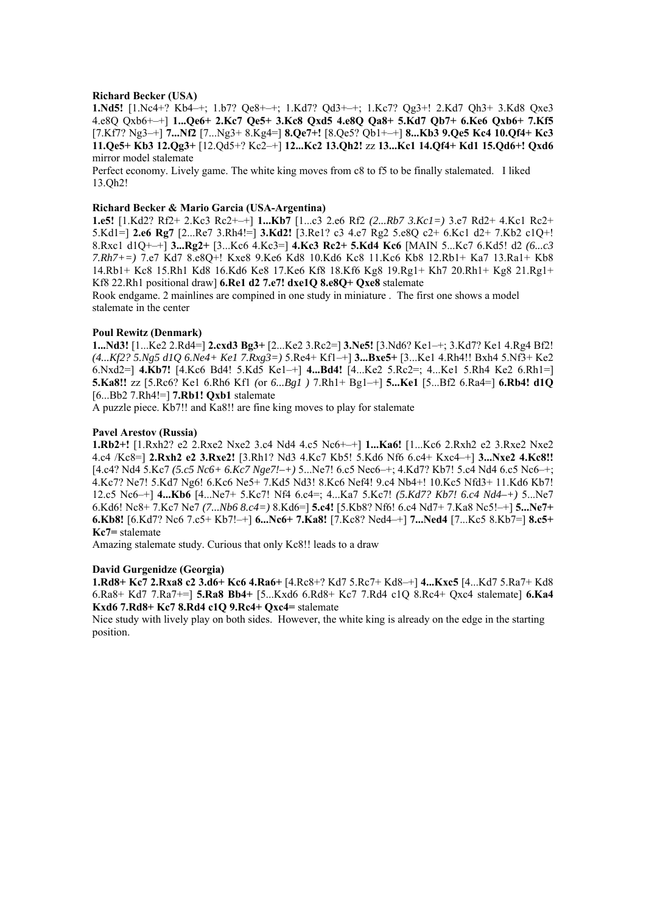**Richard Becker (USA)**

**1.Nd5!** [1.Nc4+? Kb4–+; 1.b7? Qe8+–+; 1.Kd7? Qd3+–+; 1.Kc7? Qg3+! 2.Kd7 Qh3+ 3.Kd8 Qxe3 4.e8Q Qxb6+–+] **1...Qe6+ 2.Kc7 Qe5+ 3.Kc8 Qxd5 4.e8Q Qa8+ 5.Kd7 Qb7+ 6.Ke6 Qxb6+ 7.Kf5** [7.Kf7? Ng3–+] **7...Nf2** [7...Ng3+ 8.Kg4=] **8.Qe7+!** [8.Qe5? Qb1+–+] **8...Kb3 9.Qe5 Kc4 10.Qf4+ Kc3 11.Qe5+ Kb3 12.Qg3+** [12.Qd5+? Kc2–+] **12...Kc2 13.Qh2!** zz **13...Kc1 14.Qf4+ Kd1 15.Qd6+! Qxd6** mirror model stalemate

Perfect economy. Lively game. The white king moves from c8 to f5 to be finally stalemated. I liked 13.Qh2!

**Richard Becker & Mario Garcia (USA-Argentina)**

**1.e5!** [1.Kd2? Rf2+ 2.Kc3 Rc2+–+] **1...Kb7** [1...c3 2.e6 Rf2 *(2...Rb7 3.Kc1=)* 3.e7 Rd2+ 4.Kc1 Rc2+ 5.Kd1=] **2.e6 Rg7** [2...Re7 3.Rh4!=] **3.Kd2!** [3.Re1? c3 4.e7 Rg2 5.e8Q c2+ 6.Kc1 d2+ 7.Kb2 c1Q+! 8.Rxc1 d1Q+–+] **3...Rg2+** [3...Kc6 4.Kc3=] **4.Kc3 Rc2+ 5.Kd4 Kc6** [MAIN 5...Kc7 6.Kd5! d2 *(6...c3 7.Rh7+=)* 7.e7 Kd7 8.e8Q+! Kxe8 9.Ke6 Kd8 10.Kd6 Kc8 11.Kc6 Kb8 12.Rb1+ Ka7 13.Ra1+ Kb8 14.Rb1+ Kc8 15.Rh1 Kd8 16.Kd6 Ke8 17.Ke6 Kf8 18.Kf6 Kg8 19.Rg1+ Kh7 20.Rh1+ Kg8 21.Rg1+ Kf8 22.Rh1 positional draw] **6.Re1 d2 7.e7! dxe1Q 8.e8Q+ Qxe8** stalemate

Rook endgame. 2 mainlines are compined in one study in miniature . The first one shows a model stalemate in the center

**Poul Rewitz (Denmark)**

**1...Nd3!** [1...Ke2 2.Rd4=] **2.cxd3 Bg3+** [2...Ke2 3.Rc2=] **3.Ne5!** [3.Nd6? Ke1–+; 3.Kd7? Ke1 4.Rg4 Bf2! *(4...Kf2? 5.Ng5 d1Q 6.Ne4+ Ke1 7.Rxg3=)* 5.Re4+ Kf1–+] **3...Bxe5+** [3...Ke1 4.Rh4!! Bxh4 5.Nf3+ Ke2 6.Nxd2=] **4.Kb7!** [4.Kc6 Bd4! 5.Kd5 Ke1–+] **4...Bd4!** [4...Ke2 5.Rc2=; 4...Ke1 5.Rh4 Ke2 6.Rh1=] **5.Ka8!!** zz [5.Rc6? Ke1 6.Rh6 Kf1 *(*or *6...Bg1 )* 7.Rh1+ Bg1–+] **5...Ke1** [5...Bf2 6.Ra4=] **6.Rb4! d1Q** [6...Bb2 7.Rh4!=] **7.Rb1! Qxb1** stalemate

A puzzle piece. Kb7!! and Ka8!! are fine king moves to play for stalemate

**Pavel Arestov (Russia)**

**1.Rb2+!** [1.Rxh2? e2 2.Rxe2 Nxe2 3.c4 Nd4 4.c5 Nc6+–+] **1...Ka6!** [1...Kc6 2.Rxh2 e2 3.Rxe2 Nxe2 4.c4 /Kc8=] **2.Rxh2 e2 3.Rxe2!** [3.Rh1? Nd3 4.Kc7 Kb5! 5.Kd6 Nf6 6.c4+ Kxc4–+] **3...Nxe2 4.Kc8!!** [4.c4? Nd4 5.Kc7 *(5.c5 Nc6+ 6.Kc7 Nge7!–+)* 5...Ne7! 6.c5 Nec6–+; 4.Kd7? Kb7! 5.c4 Nd4 6.c5 Nc6–+; 4.Kc7? Ne7! 5.Kd7 Ng6! 6.Kc6 Ne5+ 7.Kd5 Nd3! 8.Kc6 Nef4! 9.c4 Nb4+! 10.Kc5 Nfd3+ 11.Kd6 Kb7! 12.c5 Nc6–+] **4...Kb6** [4...Ne7+ 5.Kc7! Nf4 6.c4=; 4...Ka7 5.Kc7! *(5.Kd7? Kb7! 6.c4 Nd4–+)* 5...Ne7 6.Kd6! Nc8+ 7.Kc7 Ne7 *(7...Nb6 8.c4=)* 8.Kd6=] **5.c4!** [5.Kb8? Nf6! 6.c4 Nd7+ 7.Ka8 Nc5!–+] **5...Ne7+ 6.Kb8!** [6.Kd7? Nc6 7.c5+ Kb7!–+] **6...Nc6+ 7.Ka8!** [7.Kc8? Ned4–+] **7...Ned4** [7...Kc5 8.Kb7=] **8.c5+ Kc7=** stalemate

Amazing stalemate study. Curious that only Kc8!! leads to a draw

**David Gurgenidze (Georgia)**

**1.Rd8+ Kc7 2.Rxa8 c2 3.d6+ Kc6 4.Ra6+** [4.Rc8+? Kd7 5.Rc7+ Kd8–+] **4...Kxc5** [4...Kd7 5.Ra7+ Kd8 6.Ra8+ Kd7 7.Ra7+=] **5.Ra8 Bb4+** [5...Kxd6 6.Rd8+ Kc7 7.Rd4 c1Q 8.Rc4+ Qxc4 stalemate] **6.Ka4 Kxd6 7.Rd8+ Kc7 8.Rd4 c1Q 9.Rc4+ Qxc4=** stalemate

Nice study with lively play on both sides. However, the white king is already on the edge in the starting position.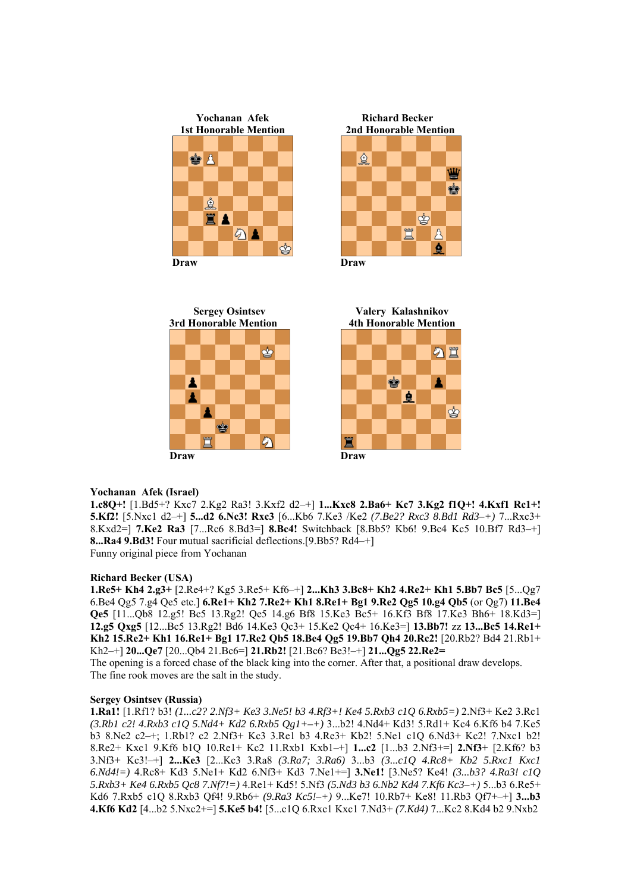Yochanan Afek
1st Honorable Mention

Draw

Richard Becker
2nd Honorable Mention

Draw

Sergey Osintsev
3rd Honorable Mention

Draw

Valery Kalashnikov
4th Honorable Mention

Draw

**Yochanan Afek (Israel)**
**1.c8Q+!** [1.Bd5+? Kxc7 2.Kg2 Ra3! 3.Kxf2 d2–+] **1...Kxc8 2.Ba6+ Kc7 3.Kg2 f1Q+! 4.Kxf1 Rc1+! 5.Kf2!** [5.Nxc1 d2–+] **5...d2 6.Nc3! Rxc3** [6...Kb6 7.Ke3 /Ke2 *(7.Be2? Rxc3 8.Bd1 Rd3–+)* 7...Rxc3+ 8.Kxd2=] **7.Ke2 Ra3** [7...Rc6 8.Bd3=] **8.Bc4!** Switchback [8.Bb5? Kb6! 9.Bc4 Kc5 10.Bf7 Rd3–+] **8...Ra4 9.Bd3!** Four mutual sacrificial deflections.[9.Bb5? Rd4–+]
Funny original piece from Yochanan

**Richard Becker (USA)**
**1.Re5+ Kh4 2.g3+** [2.Re4+? Kg5 3.Re5+ Kf6–+] **2...Kh3 3.Bc8+ Kh2 4.Re2+ Kh1 5.Bb7 Bc5** [5...Qg7 6.Be4 Qg5 7.g4 Qe5 etc.] **6.Re1+ Kh2 7.Re2+ Kh1 8.Re1+ Bg1 9.Re2 Qg5 10.g4 Qb5** (or Qg7) **11.Be4 Qe5** [11...Qb8 12.g5! Bc5 13.Rg2! Qe5 14.g6 Bf8 15.Ke3 Bc5+ 16.Kf3 Bf8 17.Ke3 Bh6+ 18.Kd3=] **12.g5 Qxg5** [12...Bc5 13.Rg2! Bd6 14.Ke3 Qc3+ 15.Ke2 Qc4+ 16.Ke3=] **13.Bb7!** zz **13...Bc5 14.Re1+ Kh2 15.Re2+ Kh1 16.Re1+ Bg1 17.Re2 Qb5 18.Be4 Qg5 19.Bb7 Qh4 20.Rc2!** [20.Rb2? Bd4 21.Rb1+ Kh2–+] **20...Qe7** [20...Qb4 21.Bc6=] **21.Rb2!** [21.Bc6? Be3!–+] **21...Qg5 22.Re2=**
The opening is a forced chase of the black king into the corner. After that, a positional draw develops. The fine rook moves are the salt in the study.

**Sergey Osintsev (Russia)**
**1.Ra1!** [1.Rf1? b3! *(1...c2? 2.Nf3+ Ke3 3.Ne5! b3 4.Rf3+! Ke4 5.Rxb3 c1Q 6.Rxb5=)* 2.Nf3+ Ke2 3.Rc1 *(3.Rb1 c2! 4.Rxb3 c1Q 5.Nd4+ Kd2 6.Rxb5 Qg1+–+)* 3...b2! 4.Nd4+ Kd3! 5.Rd1+ Kc4 6.Kf6 b4 7.Ke5 b3 8.Ne2 c2–+; 1.Rb1? c2 2.Nf3+ Kc3 3.Re1 b3 4.Re3+ Kb2! 5.Ne1 c1Q 6.Nd3+ Kc2! 7.Nxc1 b2! 8.Re2+ Kxc1 9.Kf6 b1Q 10.Re1+ Kc2 11.Rxb1 Kxb1–+] **1...c2** [1...b3 2.Nf3+=] **2.Nf3+** [2.Kf6? b3 3.Nf3+ Kc3!–+] **2...Ke3** [2...Kc3 3.Ra8 *(3.Ra7; 3.Ra6)* 3...b3 *(3...c1Q 4.Rc8+ Kb2 5.Rxc1 Kxc1 6.Nd4!=)* 4.Rc8+ Kd3 5.Ne1+ Kd3 6.Nf3+ Kd3 7.Ne1+=] **3.Ne1!** [3.Ne5? Ke4! *(3...b3? 4.Ra3! c1Q 5.Rxb3+ Ke4 6.Rxb5 Qc8 7.Nf7!=)* 4.Re1+ Kd5! 5.Nf3 *(5.Nd3 b3 6.Nb2 Kd4 7.Kf6 Kc3–+)* 5...b3 6.Re5+ Kd6 7.Rxb5 c1Q 8.Rxb3 Qf4! 9.Rb6+ *(9.Ra3 Kc5!–+)* 9...Ke7! 10.Rb7+ Ke8! 11.Rb3 Qf7+–+] **3...b3 4.Kf6 Kd2** [4...b2 5.Nxc2+=] **5.Ke5 b4!** [5...c1Q 6.Rxc1 Kxc1 7.Nd3+ *(7.Kd4)* 7...Kc2 8.Kd4 b2 9.Nxb2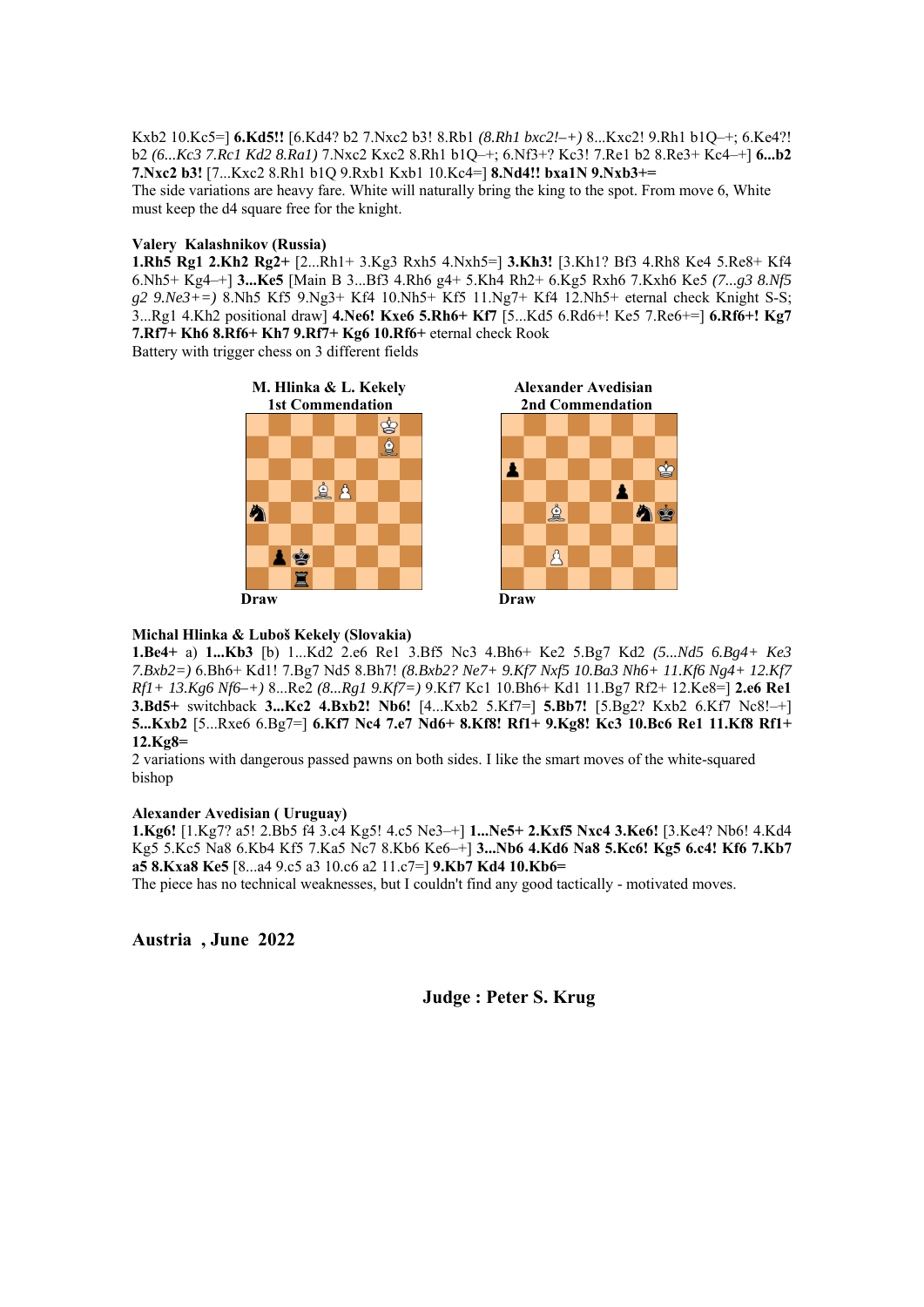Kxb2 10.Kc5=] **6.Kd5!!** [6.Kd4? b2 7.Nxc2 b3! 8.Rb1 *(8.Rh1 bxc2!–+)* 8...Kxc2! 9.Rh1 b1Q–+; 6.Ke4?! b2 *(6...Kc3 7.Rc1 Kd2 8.Ra1)* 7.Nxc2 Kxc2 8.Rh1 b1Q–+; 6.Nf3+? Kc3! 7.Re1 b2 8.Re3+ Kc4–+] **6...b2 7.Nxc2 b3!** [7...Kxc2 8.Rh1 b1Q 9.Rxb1 Kxb1 10.Kc4=] **8.Nd4!! bxa1N 9.Nxb3+=**

The side variations are heavy fare. White will naturally bring the king to the spot. From move 6, White must keep the d4 square free for the knight.

**Valery Kalashnikov (Russia)**

**1.Rh5 Rg1 2.Kh2 Rg2+** [2...Rh1+ 3.Kg3 Rxh5 4.Nxh5=] **3.Kh3!** [3.Kh1? Bf3 4.Rh8 Ke4 5.Re8+ Kf4 6.Nh5+ Kg4–+] **3...Ke5** [Main B 3...Bf3 4.Rh6 g4+ 5.Kh4 Rh2+ 6.Kg5 Rxh6 7.Kxh6 Ke5 *(7...g3 8.Nf5 g2 9.Ne3+=)* 8.Nh5 Kf5 9.Ng3+ Kf4 10.Nh5+ Kf5 11.Ng7+ Kf4 12.Nh5+ eternal check Knight S-S; 3...Rg1 4.Kh2 positional draw] **4.Ne6! Kxe6 5.Rh6+ Kf7** [5...Kd5 6.Rd6+! Ke5 7.Re6+=] **6.Rf6+! Kg7 7.Rf7+ Kh6 8.Rf6+ Kh7 9.Rf7+ Kg6 10.Rf6+** eternal check Rook

Battery with trigger chess on 3 different fields

**M. Hlinka & L. Kekely**
**1st Commendation**

Draw

**Alexander Avedisian**
**2nd Commendation**

Draw

**Michal Hlinka & Luboš Kekely (Slovakia)**

**1.Be4+** a) **1...Kb3** [b) 1...Kd2 2.e6 Re1 3.Bf5 Nc3 4.Bh6+ Ke2 5.Bg7 Kd2 *(5...Nd5 6.Bg4+ Ke3 7.Bxb2=)* 6.Bh6+ Kd1! 7.Bg7 Nd5 8.Bh7! *(8.Bxb2? Ne7+ 9.Kf7 Nxf5 10.Ba3 Nh6+ 11.Kf6 Ng4+ 12.Kf7 Rf1+ 13.Kg6 Nf6–+)* 8...Re2 *(8...Rg1 9.Kf7=)* 9.Kf7 Kc1 10.Bh6+ Kd1 11.Bg7 Rf2+ 12.Ke8=] **2.e6 Re1 3.Bd5+** switchback **3...Kc2 4.Bxb2! Nb6!** [4...Kxb2 5.Kf7=] **5.Bb7!** [5.Bg2? Kxb2 6.Kf7 Nc8!–+] **5...Kxb2** [5...Rxe6 6.Bg7=] **6.Kf7 Nc4 7.e7 Nd6+ 8.Kf8! Rf1+ 9.Kg8! Kc3 10.Bc6 Re1 11.Kf8 Rf1+ 12.Kg8=**

2 variations with dangerous passed pawns on both sides. I like the smart moves of the white-squared bishop

**Alexander Avedisian ( Uruguay)**

**1.Kg6!** [1.Kg7? a5! 2.Bb5 f4 3.c4 Kg5! 4.c5 Ne3–+] **1...Ne5+ 2.Kxf5 Nxc4 3.Ke6!** [3.Ke4? Nb6! 4.Kd4 Kg5 5.Kc5 Na8 6.Kb4 Kf5 7.Ka5 Nc7 8.Kb6 Ke6–+] **3...Nb6 4.Kd6 Na8 5.Kc6! Kg5 6.c4! Kf6 7.Kb7 a5 8.Kxa8 Ke5** [8...a4 9.c5 a3 10.c6 a2 11.c7=] **9.Kb7 Kd4 10.Kb6=**

The piece has no technical weaknesses, but I couldn't find any good tactically - motivated moves.

**Austria , June 2022**

**Judge : Peter S. Krug**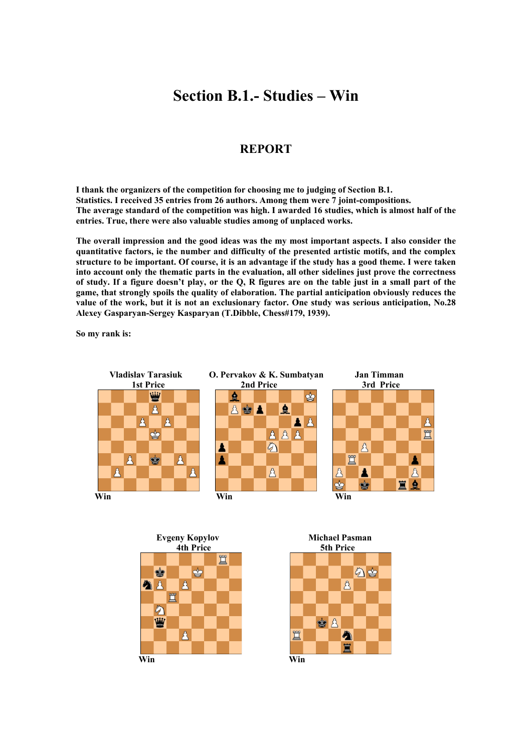# Section B.1.- Studies – Win

## REPORT

**I thank the organizers of the competition for choosing me to judging of Section B.1.**
**Statistics. I received 35 entries from 26 authors. Among them were 7 joint-compositions.**
**The average standard of the competition was high. I awarded 16 studies, which is almost half of the entries. True, there were also valuable studies among of unplaced works.**

**The overall impression and the good ideas was the my most important aspects. I also consider the quantitative factors, ie the number and difficulty of the presented artistic motifs, and the complex structure to be important. Of course, it is an advantage if the study has a good theme. I were taken into account only the thematic parts in the evaluation, all other sidelines just prove the correctness of study. If a figure doesn't play, or the Q, R figures are on the table just in a small part of the game, that strongly spoils the quality of elaboration. The partial anticipation obviously reduces the value of the work, but it is not an exclusionary factor. One study was serious anticipation, No.28 Alexey Gasparyan-Sergey Kasparyan (T.Dibble, Chess#179, 1939).**

**So my rank is:**

**Vladislav Tarasiuk**
**1st Price**

Win

**O. Pervakov & K. Sumbatyan**
**2nd Price**

Win

**Jan Timman**
**3rd Price**

Win

**Evgeny Kopylov**
**4th Price**

Win

**Michael Pasman**
**5th Price**

Win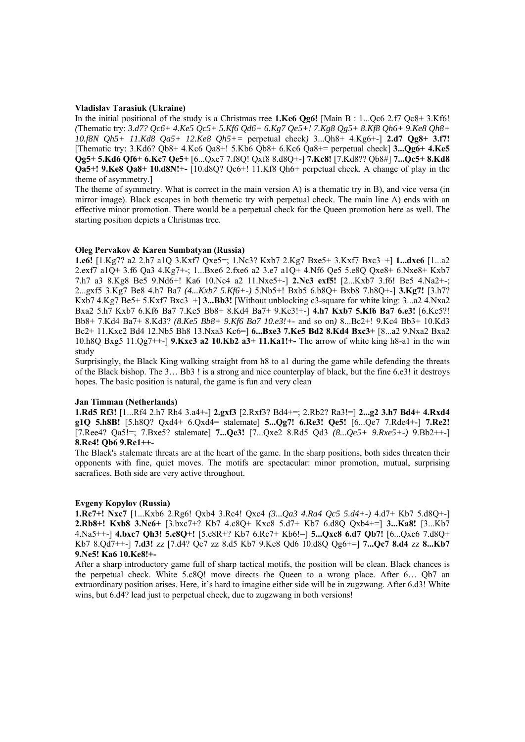**Vladislav Tarasiuk (Ukraine)**

In the initial positional of the study is a Christmas tree **1.Ke6 Qg6!** [Main B : 1...Qc6 2.f7 Qc8+ 3.Kf6! *(*Thematic try: *3.d7? Qc6+ 4.Ke5 Qc5+ 5.Kf6 Qd6+ 6.Kg7 Qe5+! 7.Kg8 Qg5+ 8.Kf8 Qh6+ 9.Ke8 Qh8+ 10.f8N Qh5+ 11.Kd8 Qa5+ 12.Ke8 Qh5+=* perpetual check*)* 3...Qh8+ 4.Kg6+-] **2.d7 Qg8+ 3.f7!** [Thematic try: 3.Kd6? Qb8+ 4.Kc6 Qa8+! 5.Kb6 Qb8+ 6.Kc6 Qa8+= perpetual check] **3...Qg6+ 4.Ke5 Qg5+ 5.Kd6 Qf6+ 6.Kc7 Qe5+** [6...Qxe7 7.f8Q! Qxf8 8.d8Q+-] **7.Kc8!** [7.Kd8?? Qb8#] **7...Qc5+ 8.Kd8 Qa5+! 9.Ke8 Qa8+ 10.d8N!+-** [10.d8Q? Qc6+! 11.Kf8 Qh6+ perpetual check. A change of play in the theme of asymmetry.]

The theme of symmetry. What is correct in the main version A) is a thematic try in B), and vice versa (in mirror image). Black escapes in both themetic try with perpetual check. The main line A) ends with an effective minor promotion. There would be a perpetual check for the Queen promotion here as well. The starting position depicts a Christmas tree.

**Oleg Pervakov & Karen Sumbatyan (Russia)**

**1.e6!** [1.Kg7? a2 2.h7 a1Q 3.Kxf7 Qxe5=; 1.Nc3? Kxb7 2.Kg7 Bxe5+ 3.Kxf7 Bxc3–+] **1...dxe6** [1...a2 2.exf7 a1Q+ 3.f6 Qa3 4.Kg7+-; 1...Bxe6 2.fxe6 a2 3.e7 a1Q+ 4.Nf6 Qe5 5.e8Q Qxe8+ 6.Nxe8+ Kxb7 7.h7 a3 8.Kg8 Be5 9.Nd6+! Ka6 10.Nc4 a2 11.Nxe5+-] **2.Nc3 exf5!** [2...Kxb7 3.f6! Be5 4.Na2+-; 2...gxf5 3.Kg7 Be8 4.h7 Ba7 *(4...Kxb7 5.Kf6+-)* 5.Nb5+! Bxb5 6.b8Q+ Bxb8 7.h8Q+-] **3.Kg7!** [3.h7? Kxb7 4.Kg7 Be5+ 5.Kxf7 Bxc3–+] **3...Bb3!** [Without unblocking c3-square for white king: 3...a2 4.Nxa2 Bxa2 5.h7 Kxb7 6.Kf6 Ba7 7.Ke5 Bb8+ 8.Kd4 Ba7+ 9.Kc3!+-] **4.h7 Kxb7 5.Kf6 Ba7 6.e3!** [6.Ke5?! Bb8+ 7.Kd4 Ba7+ 8.Kd3? *(8.Ke5 Bb8+ 9.Kf6 Ba7 10.e3!+-* and so on*)* 8...Bc2+! 9.Kc4 Bb3+ 10.Kd3 Bc2+ 11.Kxc2 Bd4 12.Nb5 Bh8 13.Nxa3 Kc6=] **6...Bxe3 7.Ke5 Bd2 8.Kd4 Bxc3+** [8...a2 9.Nxa2 Bxa2 10.h8Q Bxg5 11.Qg7++-] **9.Kxc3 a2 10.Kb2 a3+ 11.Ka1!+-** The arrow of white king h8-a1 in the win study

Surprisingly, the Black King walking straight from h8 to a1 during the game while defending the threats of the Black bishop. The 3… Bb3 ! is a strong and nice counterplay of black, but the fine 6.e3! it destroys hopes. The basic position is natural, the game is fun and very clean

**Jan Timman (Netherlands)**

**1.Rd5 Rf3!** [1...Rf4 2.h7 Rh4 3.a4+-] **2.gxf3** [2.Rxf3? Bd4+=; 2.Rb2? Ra3!=] **2...g2 3.h7 Bd4+ 4.Rxd4 g1Q 5.h8B!** [5.h8Q? Qxd4+ 6.Qxd4= stalemate] **5...Qg7! 6.Re3! Qe5!** [6...Qe7 7.Rde4+-] **7.Re2!** [7.Ree4? Qa5!=; 7.Bxe5? stalemate] **7...Qe3!** [7...Qxe2 8.Rd5 Qd3 *(8...Qe5+ 9.Rxe5+-)* 9.Bb2++-] **8.Re4! Qb6 9.Re1++-**

The Black's stalemate threats are at the heart of the game. In the sharp positions, both sides threaten their opponents with fine, quiet moves. The motifs are spectacular: minor promotion, mutual, surprising sacrafices. Both side are very active throughout.

**Evgeny Kopylov (Russia)**

**1.Rc7+! Nxc7** [1...Kxb6 2.Rg6! Qxb4 3.Rc4! Qxc4 *(3...Qa3 4.Ra4 Qc5 5.d4+-)* 4.d7+ Kb7 5.d8Q+-] **2.Rb8+! Kxb8 3.Nc6+** [3.bxc7+? Kb7 4.c8Q+ Kxc8 5.d7+ Kb7 6.d8Q Qxb4+=] **3...Ka8!** [3...Kb7 4.Na5++-] **4.bxc7 Qh3! 5.c8Q+!** [5.c8R+? Kb7 6.Rc7+ Kb6!=] **5...Qxc8 6.d7 Qb7!** [6...Qxc6 7.d8Q+ Kb7 8.Qd7++-] **7.d3!** zz [7.d4? Qc7 zz 8.d5 Kb7 9.Ke8 Qd6 10.d8Q Qg6+=] **7...Qc7 8.d4** zz **8...Kb7 9.Ne5! Ka6 10.Ke8!+-**

After a sharp introductory game full of sharp tactical motifs, the position will be clean. Black chances is the perpetual check. White 5.c8Q! move directs the Queen to a wrong place. After 6… Qb7 an extraordinary position arises. Here, it's hard to imagine either side will be in zugzwang. After 6.d3! White wins, but 6.d4? lead just to perpetual check, due to zugzwang in both versions!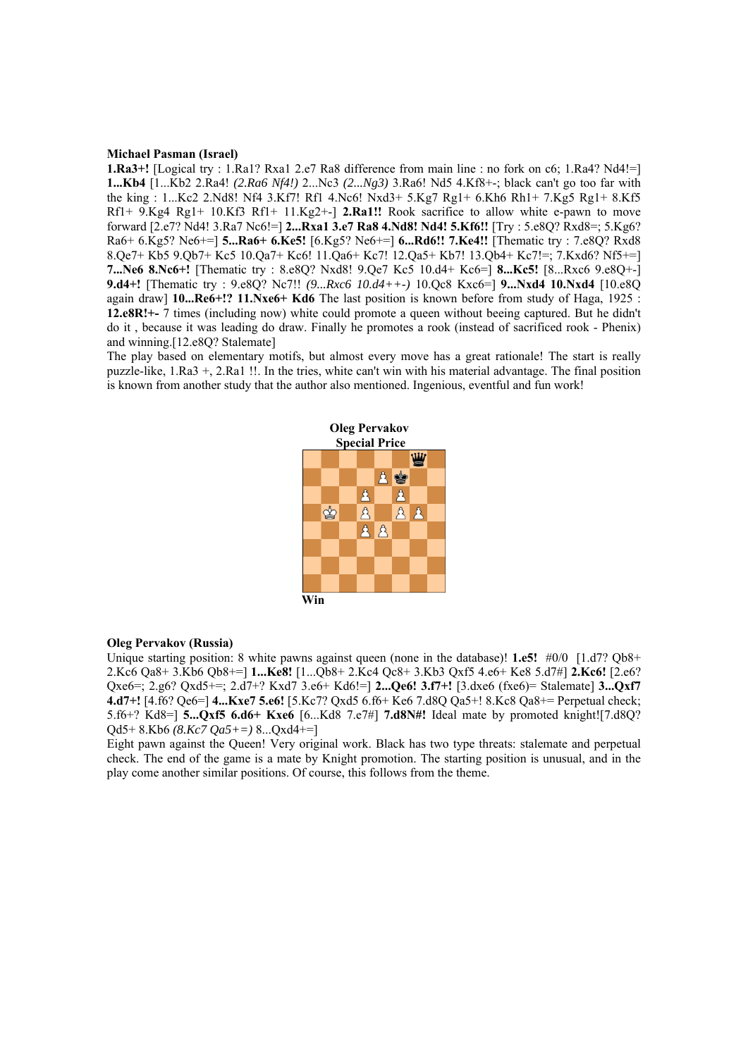**Michael Pasman (Israel)**

**1.Ra3+!** [Logical try : 1.Ra1? Rxa1 2.e7 Ra8 difference from main line : no fork on c6; 1.Ra4? Nd4!=] **1...Kb4** [1...Kb2 2.Ra4! *(2.Ra6 Nf4!)* 2...Nc3 *(2...Ng3)* 3.Ra6! Nd5 4.Kf8+-; black can't go too far with the king : 1...Kc2 2.Nd8! Nf4 3.Kf7! Rf1 4.Nc6! Nxd3+ 5.Kg7 Rg1+ 6.Kh6 Rh1+ 7.Kg5 Rg1+ 8.Kf5 Rf1+ 9.Kg4 Rg1+ 10.Kf3 Rf1+ 11.Kg2+-] **2.Ra1!!** Rook sacrifice to allow white e-pawn to move forward [2.e7? Nd4! 3.Ra7 Nc6!=] **2...Rxa1 3.e7 Ra8 4.Nd8! Nd4! 5.Kf6!!** [Try : 5.e8Q? Rxd8=; 5.Kg6? Ra6+ 6.Kg5? Ne6+=] **5...Ra6+ 6.Ke5!** [6.Kg5? Ne6+=] **6...Rd6!! 7.Ke4!!** [Thematic try : 7.e8Q? Rxd8 8.Qe7+ Kb5 9.Qb7+ Kc5 10.Qa7+ Kc6! 11.Qa6+ Kc7! 12.Qa5+ Kb7! 13.Qb4+ Kc7!=; 7.Kxd6? Nf5+=] **7...Ne6 8.Nc6+!** [Thematic try : 8.e8Q? Nxd8! 9.Qe7 Kc5 10.d4+ Kc6=] **8...Kc5!** [8...Rxc6 9.e8Q+-] **9.d4+!** [Thematic try : 9.e8Q? Nc7!! *(9...Rxc6 10.d4++-)* 10.Qc8 Kxc6=] **9...Nxd4 10.Nxd4** [10.e8Q again draw] **10...Re6+!? 11.Nxe6+ Kd6** The last position is known before from study of Haga, 1925 : **12.e8R!+-** 7 times (including now) white could promote a queen without beeing captured. But he didn't do it , because it was leading do draw. Finally he promotes a rook (instead of sacrificed rook - Phenix) and winning.[12.e8Q? Stalemate]

The play based on elementary motifs, but almost every move has a great rationale! The start is really puzzle-like, 1.Ra3 +, 2.Ra1 !!. In the tries, white can't win with his material advantage. The final position is known from another study that the author also mentioned. Ingenious, eventful and fun work!

**Oleg Pervakov**
**Special Price**

Win

**Oleg Pervakov (Russia)**

Unique starting position: 8 white pawns against queen (none in the database)! **1.e5!** #0/0 [1.d7? Qb8+ 2.Kc6 Qa8+ 3.Kb6 Qb8+=] **1...Ke8!** [1...Qb8+ 2.Kc4 Qc8+ 3.Kb3 Qxf5 4.e6+ Ke8 5.d7#] **2.Kc6!** [2.e6? Qxe6=; 2.g6? Qxd5+=; 2.d7+? Kxd7 3.e6+ Kd6!=] **2...Qe6! 3.f7+!** [3.dxe6 (fxe6)= Stalemate] **3...Qxf7 4.d7+!** [4.f6? Qe6=] **4...Kxe7 5.e6!** [5.Kc7? Qxd5 6.f6+ Ke6 7.d8Q Qa5+! 8.Kc8 Qa8+= Perpetual check; 5.f6+? Kd8=] **5...Qxf5 6.d6+ Kxe6** [6...Kd8 7.e7#] **7.d8N#!** Ideal mate by promoted knight![7.d8Q? Qd5+ 8.Kb6 *(8.Kc7 Qa5+=)* 8...Qxd4+=]

Eight pawn against the Queen! Very original work. Black has two type threats: stalemate and perpetual check. The end of the game is a mate by Knight promotion. The starting position is unusual, and in the play come another similar positions. Of course, this follows from the theme.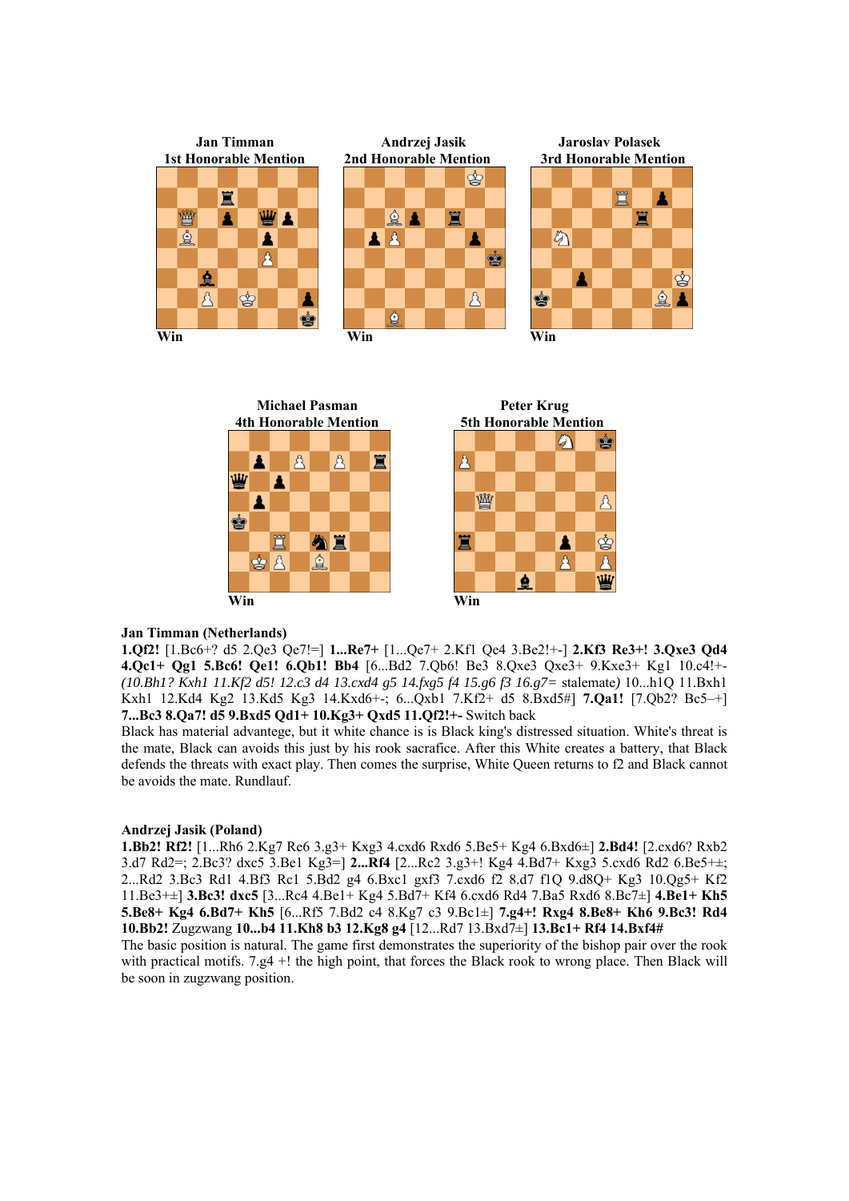**Jan Timman**
**1st Honorable Mention**

Win

**Andrzej Jasik**
**2nd Honorable Mention**

Win

**Jaroslav Polasek**
**3rd Honorable Mention**

Win

**Michael Pasman**
**4th Honorable Mention**

Win

**Peter Krug**
**5th Honorable Mention**

Win

**Jan Timman (Netherlands)**

**1.Qf2!** [1.Bc6+? d5 2.Qe3 Qe7!=] **1...Re7+** [1...Qe7+ 2.Kf1 Qe4 3.Be2!+-] **2.Kf3 Re3+! 3.Qxe3 Qd4 4.Qc1+ Qg1 5.Bc6! Qe1! 6.Qb1! Bb4** [6...Bd2 7.Qb6! Be3 8.Qxe3 Qxe3+ 9.Kxe3+ Kg1 10.c4!+- *(10.Bh1? Kxh1 11.Kf2 d5! 12.c3 d4 13.cxd4 g5 14.fxg5 f4 15.g6 f3 16.g7=* stalemate*)* 10...h1Q 11.Bxh1 Kxh1 12.Kd4 Kg2 13.Kd5 Kg3 14.Kxd6+-; 6...Qxb1 7.Kf2+ d5 8.Bxd5#] **7.Qa1!** [7.Qb2? Bc5–+] **7...Bc3 8.Qa7! d5 9.Bxd5 Qd1+ 10.Kg3+ Qxd5 11.Qf2!+-** Switch back

Black has material advantage, but it white chance is is Black king's distressed situation. White's threat is the mate, Black can avoids this just by his rook sacrafice. After this White creates a battery, that Black defends the threats with exact play. Then comes the surprise, White Queen returns to f2 and Black cannot be avoids the mate. Rundlauf.

**Andrzej Jasik (Poland)**

**1.Bb2! Rf2!** [1...Rh6 2.Kg7 Re6 3.g3+ Kxg3 4.cxd6 Rxd6 5.Be5+ Kg4 6.Bxd6±] **2.Bd4!** [2.cxd6? Rxb2 3.d7 Rd2=; 2.Bc3? dxc5 3.Be1 Kg3=] **2...Rf4** [2...Rc2 3.g3+! Kg4 4.Bd7+ Kxg3 5.cxd6 Rd2 6.Be5+±; 2...Rd2 3.Bc3 Rd1 4.Bf3 Rc1 5.Bd2 g4 6.Bxc1 gxf3 7.cxd6 f2 8.d7 f1Q 9.d8Q+ Kg3 10.Qg5+ Kf2 11.Be3+±] **3.Bc3! dxc5** [3...Rc4 4.Be1+ Kg4 5.Bd7+ Kf4 6.cxd6 Rd4 7.Ba5 Rxd6 8.Bc7±] **4.Be1+ Kh5 5.Be8+ Kg4 6.Bd7+ Kh5** [6...Rf5 7.Bd2 c4 8.Kg7 c3 9.Bc1±] **7.g4+! Rxg4 8.Be8+ Kh6 9.Bc3! Rd4 10.Bb2!** Zugzwang **10...b4 11.Kh8 b3 12.Kg8 g4** [12...Rd7 13.Bxd7±] **13.Bc1+ Rf4 14.Bxf4#**

The basic position is natural. The game first demonstrates the superiority of the bishop pair over the rook with practical motifs. 7.g4 +! the high point, that forces the Black rook to wrong place. Then Black will be soon in zugzwang position.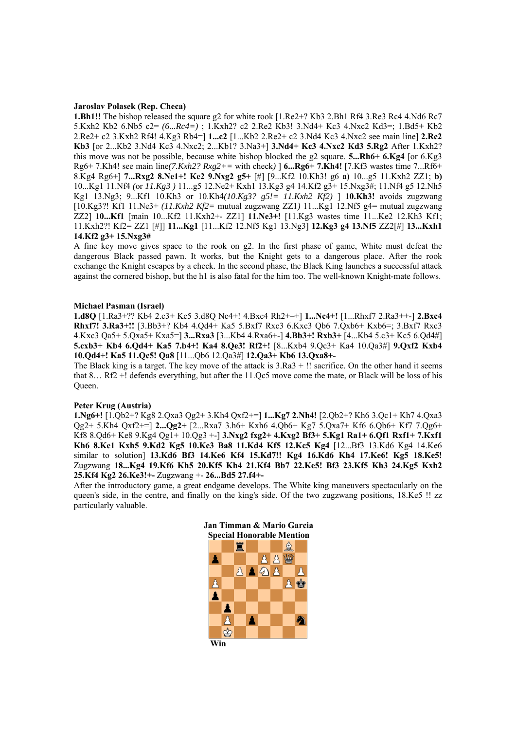**Jaroslav Polasek (Rep. Checa)**

**1.Bh1!!** The bishop released the square g2 for white rook [1.Re2+? Kb3 2.Bh1 Rf4 3.Re3 Rc4 4.Nd6 Rc7 5.Kxh2 Kb2 6.Nb5 c2= *(6...Rc4=)* ; 1.Kxh2? c2 2.Re2 Kb3! 3.Nd4+ Kc3 4.Nxc2 Kd3=; 1.Bd5+ Kb2 2.Re2+ c2 3.Kxh2 Rf4! 4.Kg3 Rb4=] **1...c2** [1...Kb2 2.Re2+ c2 3.Nd4 Kc3 4.Nxc2 see main line] **2.Re2 Kb3** [or 2...Kb2 3.Nd4 Kc3 4.Nxc2; 2...Kb1? 3.Na3+] **3.Nd4+ Kc3 4.Nxc2 Kd3 5.Rg2** After 1.Kxh2? this move was not be possible, because white bishop blocked the g2 square. **5...Rh6+ 6.Kg4** [or 6.Kg3 Rg6+ 7.Kh4! see main line*(7.Kxh2? Rxg2+=* with check*)* ] **6...Rg6+ 7.Kh4!** [7.Kf3 wastes time 7...Rf6+ 8.Kg4 Rg6+] **7...Rxg2 8.Ne1+! Ke2 9.Nxg2 g5+** [#] [9...Kf2 10.Kh3! g6 **a)** 10...g5 11.Kxh2 ZZ1; **b)** 10...Kg1 11.Nf4 *(*or *11.Kg3 )* 11...g5 12.Ne2+ Kxh1 13.Kg3 g4 14.Kf2 g3+ 15.Nxg3#; 11.Nf4 g5 12.Nh5 Kg1 13.Ng3; 9...Kf1 10.Kh3 or 10.Kh4*(10.Kg3? g5!= 11.Kxh2 Kf2)* ] **10.Kh3!** avoids zugzwang [10.Kg3?! Kf1 11.Ne3+ *(11.Kxh2 Kf2=* mutual zugzwang ZZ1*)* 11...Kg1 12.Nf5 g4= mutual zugzwang ZZ2] **10...Kf1** [main 10...Kf2 11.Kxh2+- ZZ1] **11.Ne3+!** [11.Kg3 wastes time 11...Ke2 12.Kh3 Kf1; 11.Kxh2?! Kf2= ZZ1 [#]] **11...Kg1** [11...Kf2 12.Nf5 Kg1 13.Ng3] **12.Kg3 g4 13.Nf5** ZZ2[#] **13...Kxh1 14.Kf2 g3+ 15.Nxg3#**

A fine key move gives space to the rook on g2. In the first phase of game, White must defeat the dangerous Black passed pawn. It works, but the Knight gets to a dangerous place. After the rook exchange the Knight escapes by a check. In the second phase, the Black King launches a successful attack against the cornered bishop, but the h1 is also fatal for the him too. The well-known Knight-mate follows.

**Michael Pasman (Israel)**

**1.d8Q** [1.Ra3+?? Kb4 2.c3+ Kc5 3.d8Q Nc4+! 4.Bxc4 Rh2+–+] **1...Nc4+!** [1...Rhxf7 2.Ra3++-] **2.Bxc4 Rhxf7! 3.Ra3+!!** [3.Bb3+? Kb4 4.Qd4+ Ka5 5.Bxf7 Rxc3 6.Kxc3 Qb6 7.Qxb6+ Kxb6=; 3.Bxf7 Rxc3 4.Kxc3 Qa5+ 5.Qxa5+ Kxa5=] **3...Rxa3** [3...Kb4 4.Rxa6+-] **4.Bb3+! Rxb3+** [4...Kb4 5.c3+ Kc5 6.Qd4#] **5.cxb3+ Kb4 6.Qd4+ Ka5 7.b4+! Ka4 8.Qe3! Rf2+!** [8...Kxb4 9.Qc3+ Ka4 10.Qa3#] **9.Qxf2 Kxb4 10.Qd4+! Ka5 11.Qc5! Qa8** [11...Qb6 12.Qa3#] **12.Qa3+ Kb6 13.Qxa8+-**

The Black king is a target. The key move of the attack is 3.Ra3 + !! sacrifice. On the other hand it seems that 8… Rf2 +! defends everything, but after the 11.Qc5 move come the mate, or Black will be loss of his Queen.

**Peter Krug (Austria)**

**1.Ng6+!** [1.Qb2+? Kg8 2.Qxa3 Qg2+ 3.Kh4 Qxf2+=] **1...Kg7 2.Nh4!** [2.Qb2+? Kh6 3.Qc1+ Kh7 4.Qxa3 Qg2+ 5.Kh4 Qxf2+=] **2...Qg2+** [2...Rxa7 3.h6+ Kxh6 4.Qb6+ Kg7 5.Qxa7+ Kf6 6.Qb6+ Kf7 7.Qg6+ Kf8 8.Qd6+ Ke8 9.Kg4 Qg1+ 10.Qg3 +-] **3.Nxg2 fxg2+ 4.Kxg2 Bf3+ 5.Kg1 Ra1+ 6.Qf1 Rxf1+ 7.Kxf1 Kh6 8.Ke1 Kxh5 9.Kd2 Kg5 10.Ke3 Ba8 11.Kd4 Kf5 12.Kc5 Kg4** [12...Bf3 13.Kd6 Kg4 14.Ke6 similar to solution] **13.Kd6 Bf3 14.Ke6 Kf4 15.Kd7!! Kg4 16.Kd6 Kh4 17.Ke6! Kg5 18.Ke5!** Zugzwang **18...Kg4 19.Kf6 Kh5 20.Kf5 Kh4 21.Kf4 Bb7 22.Ke5! Bf3 23.Kf5 Kh3 24.Kg5 Kxh2 25.Kf4 Kg2 26.Ke3!+-** Zugzwang +- **26...Bd5 27.f4+-**

After the introductory game, a great endgame develops. The White king maneuvers spectacularly on the queen's side, in the centre, and finally on the king's side. Of the two zugzwang positions, 18.Ke5 !! zz particularly valuable.

**Jan Timman & Mario Garcia**
**Special Honorable Mention**

**Win**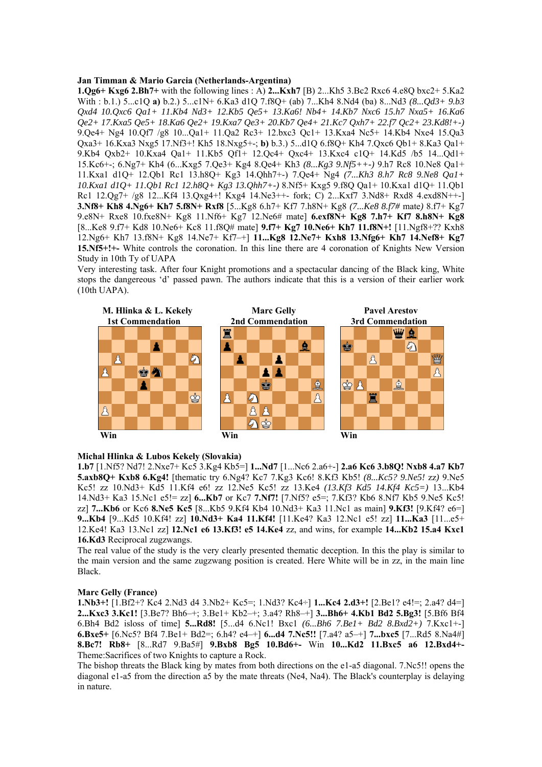**Jan Timman & Mario Garcia (Netherlands-Argentina)**

**1.Qg6+ Kxg6 2.Bh7+** with the following lines : A) **2...Kxh7** [B) 2...Kh5 3.Bc2 Rxc6 4.e8Q bxc2+ 5.Ka2 With : b.1.) 5...c1Q **a)** b.2.) 5...c1N+ 6.Ka3 d1Q 7.f8Q+ (ab) 7...Kh4 8.Nd4 (ba) 8...Nd3 *(8...Qd3+ 9.b3 Qxd4 10.Qxc6 Qa1+ 11.Kb4 Nd3+ 12.Kb5 Qe5+ 13.Ka6! Nb4+ 14.Kb7 Nxc6 15.h7 Nxa5+ 16.Ka6 Qe2+ 17.Kxa5 Qe5+ 18.Ka6 Qe2+ 19.Kxa7 Qe3+ 20.Kb7 Qe4+ 21.Kc7 Qxh7+ 22.f7 Qc2+ 23.Kd8!+-)* 9.Qe4+ Ng4 10.Qf7 /g8 10...Qa1+ 11.Qa2 Rc3+ 12.bxc3 Qc1+ 13.Kxa4 Nc5+ 14.Kb4 Nxe4 15.Qa3 Qxa3+ 16.Kxa3 Nxg5 17.Nf3+! Kh5 18.Nxg5+-; **b)** b.3.) 5...d1Q 6.f8Q+ Kh4 7.Qxc6 Qb1+ 8.Ka3 Qa1+ 9.Kb4 Qxb2+ 10.Kxa4 Qa1+ 11.Kb5 Qf1+ 12.Qc4+ Qxc4+ 13.Kxc4 c1Q+ 14.Kd5 /b5 14...Qd1+ 15.Kc6+-; 6.Ng7+ Kh4 (6...Kxg5 7.Qe3+ Kg4 8.Qe4+ Kh3 *(8...Kg3 9.Nf5++-)* 9.h7 Rc8 10.Ne8 Qa1+ 11.Kxa1 d1Q+ 12.Qb1 Rc1 13.h8Q+ Kg3 14.Qhh7+-) 7.Qe4+ Ng4 *(7...Kh3 8.h7 Rc8 9.Ne8 Qa1+ 10.Kxa1 d1Q+ 11.Qb1 Rc1 12.h8Q+ Kg3 13.Qhh7+-)* 8.Nf5+ Kxg5 9.f8Q Qa1+ 10.Kxa1 d1Q+ 11.Qb1 Rc1 12.Qg7+ /g8 12...Kf4 13.Qxg4+! Kxg4 14.Ne3++- fork; C) 2...Kxf7 3.Nd8+ Rxd8 4.exd8N++-] **3.Nf8+ Kh8 4.Ng6+ Kh7 5.f8N+ Rxf8** [5...Kg8 6.h7+ Kf7 7.h8N+ Kg8 *(7...Ke8 8.f7# mate)* 8.f7+ Kg7 9.e8N+ Rxe8 10.fxe8N+ Kg8 11.Nf6+ Kg7 12.Ne6# mate] **6.exf8N+ Kg8 7.h7+ Kf7 8.h8N+ Kg8** [8...Ke8 9.f7+ Kd8 10.Ne6+ Kc8 11.f8Q# mate] **9.f7+ Kg7 10.Ne6+ Kh7 11.f8N+!** [11.Ngf8+?? Kxh8 12.Ng6+ Kh7 13.f8N+ Kg8 14.Ne7+ Kf7–+] **11...Kg8 12.Ne7+ Kxh8 13.Nfg6+ Kh7 14.Nef8+ Kg7 15.Nf5+!+-** White controls the coronation. In this line there are 4 coronation of Knights New Version Study in 10th Ty of UAPA

Very interesting task. After four Knight promotions and a spectacular dancing of the Black king, White stops the dangereous 'd' passed pawn. The authors indicate that this is a version of their earlier work (10th UAPA).

**M. Hlinka & L. Kekely**
**1st Commendation**

Win

**Marc Gelly**
**2nd Commendation**

Win

**Pavel Arestov**
**3rd Commendation**

Win

**Michal Hlinka & Lubos Kekely (Slovakia)**

**1.b7** [1.Nf5? Nd7! 2.Nxe7+ Kc5 3.Kg4 Kb5=] **1...Nd7** [1...Nc6 2.a6+-] **2.a6 Kc6 3.b8Q! Nxb8 4.a7 Kb7 5.axb8Q+ Kxb8 6.Kg4!** [thematic try 6.Ng4? Kc7 7.Kg3 Kc6! 8.Kf3 Kb5! *(8...Kc5? 9.Ne5! zz)* 9.Ne5 Kc5! zz 10.Nd3+ Kd5 11.Kf4 e6! zz 12.Ne5 Kc5! zz 13.Ke4 *(13.Kf3 Kd5 14.Kf4 Kc5=)* 13...Kb4 14.Nd3+ Ka3 15.Nc1 e5!= zz] **6...Kb7** or Kc7 **7.Nf7!** [7.Nf5? e5=; 7.Kf3? Kb6 8.Nf7 Kb5 9.Ne5 Kc5! zz] **7...Kb6** or Kc6 **8.Ne5 Kc5** [8...Kb5 9.Kf4 Kb4 10.Nd3+ Ka3 11.Nc1 as main] **9.Kf3!** [9.Kf4? e6=] **9...Kb4** [9...Kd5 10.Kf4! zz] **10.Nd3+ Ka4 11.Kf4!** [11.Ke4? Ka3 12.Nc1 e5! zz] **11...Ka3** [11...e5+ 12.Ke4! Ka3 13.Nc1 zz] **12.Nc1 e6 13.Kf3! e5 14.Ke4** zz, and wins, for example **14...Kb2 15.a4 Kxc1 16.Kd3** Reciprocal zugzwangs.

The real value of the study is the very clearly presented thematic deception. In this the play is similar to the main version and the same zugzwang position is created. Here White will be in zz, in the main line Black.

**Marc Gelly (France)**

**1.Nb3+!** [1.Bf2+? Kc4 2.Nd3 d4 3.Nb2+ Kc5=; 1.Nd3? Kc4÷] **1...Kc4 2.d3+!** [2.Be1? e4!=; 2.a4? d4=] **2...Kxc3 3.Kc1!** [3.Be7? Bh6–+; 3.Be1+ Kb2–+; 3.a4? Rh8–+] **3...Bh6+ 4.Kb1 Bd2 5.Bg3!** [5.Bf6 Bf4 6.Bh4 Bd2 isloss of time] **5...Rd8!** [5...d4 6.Nc1! Bxc1 *(6...Bh6 7.Be1+ Bd2 8.Bxd2+)* 7.Kxc1+-] **6.Bxe5+** [6.Nc5? Bf4 7.Be1+ Bd2=; 6.h4? e4–+] **6...d4 7.Nc5!!** [7.a4? a5–+] **7...bxc5** [7...Rd5 8.Na4#] **8.Bc7! Rb8+** [8...Rd7 9.Ba5#] **9.Bxb8 Bg5 10.Bd6+-** Win **10...Kd2 11.Bxc5 a6 12.Bxd4+-**

Theme:Sacrifices of two Knights to capture a Rock.

The bishop threats the Black king by mates from both directions on the e1-a5 diagonal. 7.Nc5!! opens the diagonal e1-a5 from the direction a5 by the mate threats (Ne4, Na4). The Black's counterplay is delaying in nature.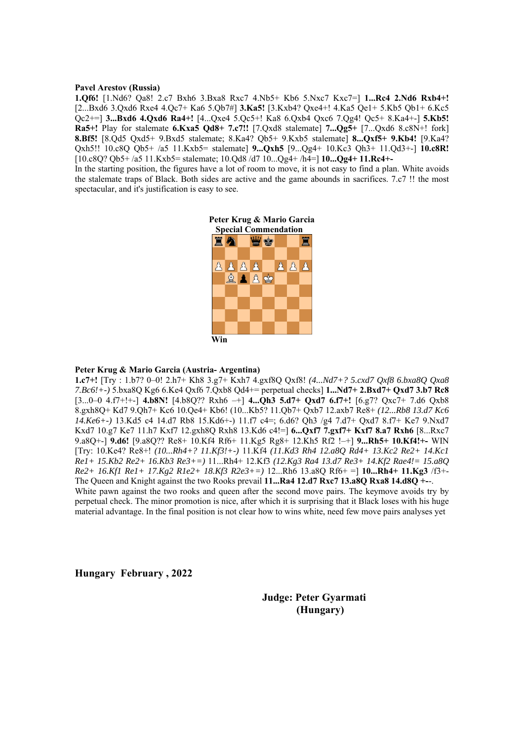**Pavel Arestov (Russia)**

**1.Qf6!** [1.Nd6? Qa8! 2.c7 Bxh6 3.Bxa8 Rxc7 4.Nb5+ Kb6 5.Nxc7 Kxc7=] **1...Rc4 2.Nd6 Rxb4+!** [2...Bxd6 3.Qxd6 Rxe4 4.Qc7+ Ka6 5.Qb7#] **3.Ka5!** [3.Kxb4? Qxe4+! 4.Ka5 Qe1+ 5.Kb5 Qb1+ 6.Kc5 Qc2+=] **3...Bxd6 4.Qxd6 Ra4+!** [4...Qxe4 5.Qc5+! Ka8 6.Qxb4 Qxc6 7.Qg4! Qc5+ 8.Ka4+-] **5.Kb5! Ra5+!** Play for stalemate **6.Kxa5 Qd8+ 7.c7!!** [7.Qxd8 stalemate] **7...Qg5+** [7...Qxd6 8.c8N+! fork] **8.Bf5!** [8.Qd5 Qxd5+ 9.Bxd5 stalemate; 8.Ka4? Qb5+ 9.Kxb5 stalemate] **8...Qxf5+ 9.Kb4!** [9.Ka4? Qxh5!! 10.c8Q Qb5+ /a5 11.Kxb5= stalemate] **9...Qxh5** [9...Qg4+ 10.Kc3 Qh3+ 11.Qd3+-] **10.c8R!** [10.c8Q? Qb5+ /a5 11.Kxb5= stalemate; 10.Qd8 /d7 10...Qg4+ /h4=] **10...Qg4+ 11.Rc4+-**

In the starting position, the figures have a lot of room to move, it is not easy to find a plan. White avoids the stalemate traps of Black. Both sides are active and the game abounds in sacrifices. 7.c7 !! the most spectacular, and it's justification is easy to see.

**Peter Krug & Mario Garcia**
**Special Commendation**

**Win**

**Peter Krug & Mario Garcia (Austria- Argentina)**

**1.c7+!** [Try : 1.b7? 0–0! 2.h7+ Kh8 3.g7+ Kxh7 4.gxf8Q Qxf8! *(4...Nd7+? 5.cxd7 Qxf8 6.bxa8Q Qxa8 7.Bc6!+-)* 5.bxa8Q Kg6 6.Ke4 Qxf6 7.Qxb8 Qd4+= perpetual checks] **1...Nd7+ 2.Bxd7+ Qxd7 3.b7 Rc8** [3...0–0 4.f7+!+-] **4.b8N!** [4.b8Q?? Rxh6 –+] **4...Qh3 5.d7+ Qxd7 6.f7+!** [6.g7? Qxc7+ 7.d6 Qxb8 8.gxh8Q+ Kd7 9.Qh7+ Kc6 10.Qe4+ Kb6! (10...Kb5? 11.Qb7+ Qxb7 12.axb7 Re8+ *(12...Rb8 13.d7 Kc6 14.Ke6+-)* 13.Kd5 c4 14.d7 Rb8 15.Kd6+-) 11.f7 c4=; 6.d6? Qh3 /g4 7.d7+ Qxd7 8.f7+ Ke7 9.Nxd7 Kxd7 10.g7 Ke7 11.h7 Kxf7 12.gxh8Q Rxh8 13.Kd6 c4!=] **6...Qxf7 7.gxf7+ Kxf7 8.a7 Rxh6** [8...Rxc7 9.a8Q+-] **9.d6!** [9.a8Q?? Re8+ 10.Kf4 Rf6+ 11.Kg5 Rg8+ 12.Kh5 Rf2 !–+] **9...Rh5+ 10.Kf4!+-** WIN [Try: 10.Ke4? Re8+! *(10...Rh4+? 11.Kf3!+-)* 11.Kf4 *(11.Kd3 Rh4 12.a8Q Rd4+ 13.Kc2 Re2+ 14.Kc1 Re1+ 15.Kb2 Re2+ 16.Kb3 Re3+=)* 11...Rh4+ 12.Kf3 *(12.Kg3 Ra4 13.d7 Re3+ 14.Kf2 Rae4!= 15.a8Q Re2+ 16.Kf1 Re1+ 17.Kg2 R1e2+ 18.Kf3 R2e3+=)* 12...Rh6 13.a8Q Rf6+ =] **10...Rh4+ 11.Kg3** /f3+- The Queen and Knight against the two Rooks prevail **11...Ra4 12.d7 Rxc7 13.a8Q Rxa8 14.d8Q +--**.

White pawn against the two rooks and queen after the second move pairs. The keymove avoids try by perpetual check. The minor promotion is nice, after which it is surprising that it Black loses with his huge material advantage. In the final position is not clear how to wins white, need few move pairs analyses yet

**Hungary February , 2022**

**Judge: Peter Gyarmati (Hungary)**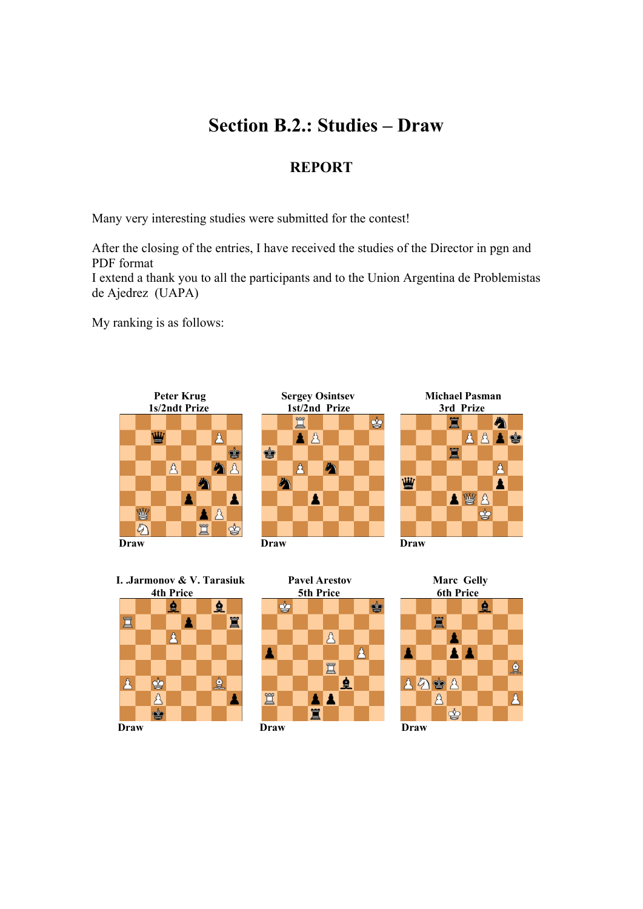# Section B.2.: Studies – Draw

## REPORT

Many very interesting studies were submitted for the contest!

After the closing of the entries, I have received the studies of the Director in pgn and PDF format
I extend a thank you to all the participants and to the Union Argentina de Problemistas de Ajedrez (UAPA)

My ranking is as follows:

**Peter Krug**
**1s/2ndt Prize**

Draw

**Sergey Osintsev**
**1st/2nd Prize**

Draw

**Michael Pasman**
**3rd Prize**

Draw

**I. .Jarmonov & V. Tarasiuk**
**4th Prize**

Draw

**Pavel Arestov**
**5th Price**

Draw

**Marc Gelly**
**6th Price**

Draw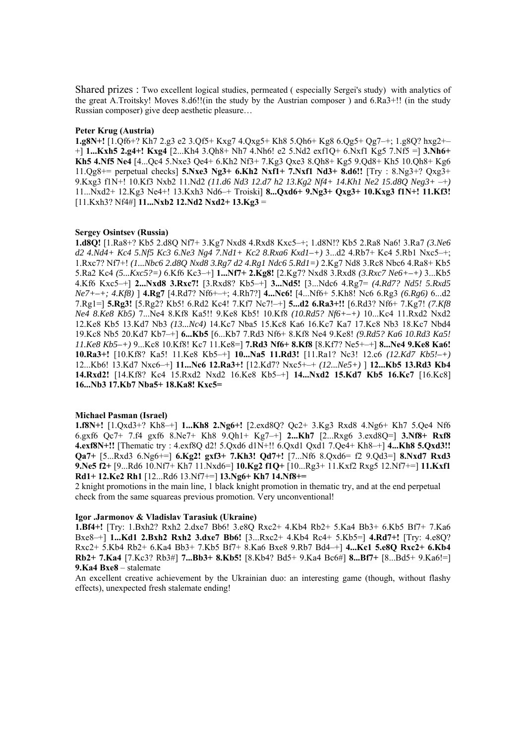Shared prizes : Two excellent logical studies, permeated ( especially Sergei's study) with analytics of the great A.Troitsky! Moves 8.d6!!(in the study by the Austrian composer ) and 6.Ra3+!! (in the study Russian composer) give deep aesthetic pleasure…

**Peter Krug (Austria)**

**1.g8N+!** [1.Qf6+? Kh7 2.g3 e2 3.Qf5+ Kxg7 4.Qxg5+ Kh8 5.Qh6+ Kg8 6.Qg5+ Qg7–+; 1.g8Q? hxg2+–+] **1...Kxh5 2.g4+! Kxg4** [2...Kh4 3.Qh8+ Nh7 4.Nh6! e2 5.Nd2 exf1Q+ 6.Nxf1 Kg5 7.Nf5 =] **3.Nh6+ Kh5 4.Nf5 Ne4** [4...Qc4 5.Nxe3 Qe4+ 6.Kh2 Nf3+ 7.Kg3 Qxe3 8.Qh8+ Kg5 9.Qd8+ Kh5 10.Qh8+ Kg6 11.Qg8+= perpetual checks] **5.Nxe3 Ng3+ 6.Kh2 Nxf1+ 7.Nxf1 Nd3+ 8.d6!!** [Try : 8.Ng3+? Qxg3+ 9.Kxg3 f1N+! 10.Kf3 Nxb2 11.Nd2 *(11.d6 Nd3 12.d7 h2 13.Kg2 Nf4+ 14.Kh1 Ne2 15.d8Q Neg3+ –+)* 11...Nxd2+ 12.Kg3 Ne4+! 13.Kxh3 Nd6–+ Troiski] **8...Qxd6+ 9.Ng3+ Qxg3+ 10.Kxg3 f1N+! 11.Kf3!** [11.Kxh3? Nf4#] **11...Nxb2 12.Nd2 Nxd2+ 13.Kg3** =

**Sergey Osintsev (Russia)**

**1.d8Q!** [1.Ra8+? Kb5 2.d8Q Nf7+ 3.Kg7 Nxd8 4.Rxd8 Kxc5–+; 1.d8N!? Kb5 2.Ra8 Na6! 3.Ra7 *(3.Ne6 d2 4.Nd4+ Kc4 5.Nf5 Kc3 6.Ne3 Ng4 7.Nd1+ Kc2 8.Rxa6 Kxd1–+)* 3...d2 4.Rb7+ Kc4 5.Rb1 Nxc5–+; 1.Rxc7? Nf7+! *(1...Nbc6 2.d8Q Nxd8 3.Rg7 d2 4.Rg1 Ndc6 5.Rd1=)* 2.Kg7 Nd8 3.Rc8 Nbc6 4.Ra8+ Kb5 5.Ra2 Kc4 *(5...Kxc5?=)* 6.Kf6 Kc3–+] **1...Nf7+ 2.Kg8!** [2.Kg7? Nxd8 3.Rxd8 *(3.Rxc7 Ne6+–+)* 3...Kb5 4.Kf6 Kxc5–+] **2...Nxd8 3.Rxc7!** [3.Rxd8? Kb5–+] **3...Nd5!** [3...Ndc6 4.Rg7= *(4.Rd7? Nd5! 5.Rxd5 Ne7+–+; 4.Kf8)* ] **4.Rg7** [4.Rd7? Nf6+–+; 4.Rh7?] **4...Nc6!** [4...Nf6+ 5.Kh8! Nc6 6.Rg3 *(6.Rg6)* 6...d2 7.Rg1=] **5.Rg3!** [5.Rg2? Kb5! 6.Rd2 Kc4! 7.Kf7 Nc7!–+] **5...d2 6.Ra3+!!** [6.Rd3? Nf6+ 7.Kg7! *(7.Kf8 Ne4 8.Ke8 Kb5)* 7...Ne4 8.Kf8 Ka5!! 9.Ke8 Kb5! 10.Kf8 *(10.Rd5? Nf6+–+)* 10...Kc4 11.Rxd2 Nxd2 12.Ke8 Kb5 13.Kd7 Nb3 *(13...Nc4)* 14.Kc7 Nba5 15.Kc8 Ka6 16.Kc7 Ka7 17.Kc8 Nb3 18.Kc7 Nbd4 19.Kc8 Nb5 20.Kd7 Kb7–+] **6...Kb5** [6...Kb7 7.Rd3 Nf6+ 8.Kf8 Ne4 9.Ke8! *(9.Rd5? Ka6 10.Rd3 Ka5! 11.Ke8 Kb5–+)* 9...Kc8 10.Kf8! Kc7 11.Ke8=] **7.Rd3 Nf6+ 8.Kf8** [8.Kf7? Ne5+–+] **8...Ne4 9.Ke8 Ka6! 10.Ra3+!** [10.Kf8? Ka5! 11.Ke8 Kb5–+] **10...Na5 11.Rd3!** [11.Ra1? Nc3! 12.c6 *(12.Kd7 Kb5!–+)* 12...Kb6! 13.Kd7 Nxc6–+] **11...Nc6 12.Ra3+!** [12.Kd7? Nxc5+–+ *(12...Ne5+)* ] **12...Kb5 13.Rd3 Kb4 14.Rxd2!** [14.Kf8? Kc4 15.Rxd2 Nxd2 16.Ke8 Kb5–+] **14...Nxd2 15.Kd7 Kb5 16.Kc7** [16.Kc8] **16...Nb3 17.Kb7 Nba5+ 18.Ka8! Kxc5=**

**Michael Pasman (Israel)**

**1.f8N+!** [1.Qxd3+? Kh8–+] **1...Kh8 2.Ng6+!** [2.exd8Q? Qc2+ 3.Kg3 Rxd8 4.Ng6+ Kh7 5.Qe4 Nf6 6.gxf6 Qc7+ 7.f4 gxf6 8.Ne7+ Kh8 9.Qh1+ Kg7–+] **2...Kh7** [2...Rxg6 3.exd8Q=] **3.Nf8+ Rxf8 4.exf8N+!!** [Thematic try : 4.exf8Q? d2! 5.Qxd6 d1N+!! 6.Qxd1 Qxd1 7.Qe4+ Kh8–+] **4...Kh8 5.Qxd3!! Qa7+** [5...Rxd3 6.Ng6+=] **6.Kg2! gxf3+ 7.Kh3! Qd7+!** [7...Nf6 8.Qxd6= f2 9.Qd3=] **8.Nxd7 Rxd3 9.Ne5 f2+** [9...Rd6 10.Nf7+ Kh7 11.Nxd6=] **10.Kg2 f1Q+** [10...Rg3+ 11.Kxf2 Rxg5 12.Nf7+=] **11.Kxf1 Rd1+ 12.Ke2 Rh1** [12...Rd6 13.Nf7+=] **13.Ng6+ Kh7 14.Nf8+=**

2 knight promotions in the main line, 1 black knight promotion in thematic try, and at the end perpetual check from the same squareas previous promotion. Very unconventional!

**Igor .Jarmonov & Vladislav Tarasiuk (Ukraine)**

**1.Bf4+!** [Try: 1.Bxh2? Rxh2 2.dxe7 Bb6! 3.e8Q Rxc2+ 4.Kb4 Rb2+ 5.Ka4 Bb3+ 6.Kb5 Bf7+ 7.Ka6 Bxe8–+] **1...Kd1 2.Bxh2 Rxh2 3.dxe7 Bb6!** [3...Rxc2+ 4.Kb4 Rc4+ 5.Kb5=] **4.Rd7+!** [Try: 4.e8Q? Rxc2+ 5.Kb4 Rb2+ 6.Ka4 Bb3+ 7.Kb5 Bf7+ 8.Ka6 Bxe8 9.Rb7 Bd4–+] **4...Kc1 5.e8Q Rxc2+ 6.Kb4 Rb2+ 7.Ka4** [7.Kc3? Rb3#] **7...Bb3+ 8.Kb5!** [8.Kb4? Bd5+ 9.Ka4 Bc6#] **8...Bf7+** [8...Bd5+ 9.Ka6!=] **9.Ka4 Bxe8** – stalemate

An excellent creative achievement by the Ukrainian duo: an interesting game (though, without flashy effects), unexpected fresh stalemate ending!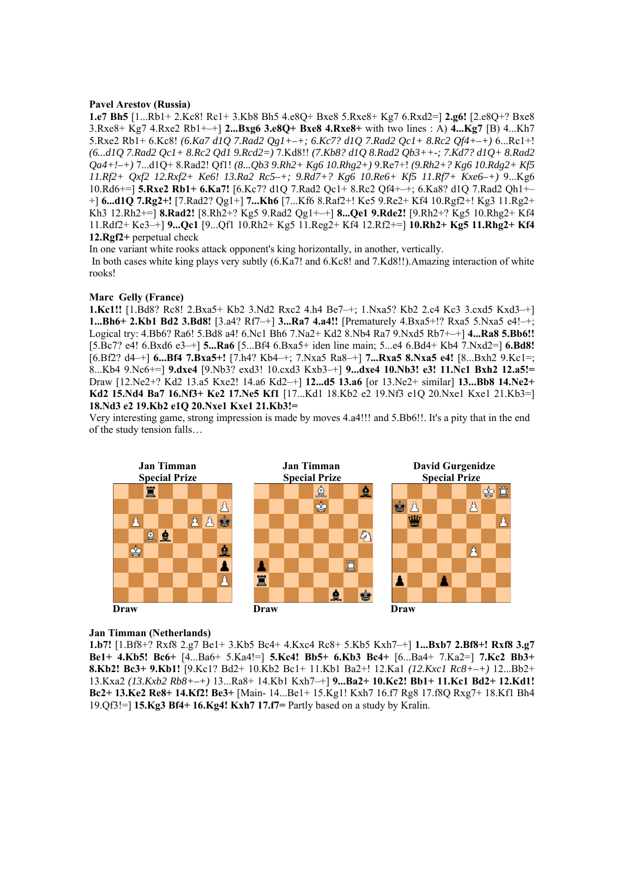**Pavel Arestov (Russia)**

**1.e7 Bh5** [1...Rb1+ 2.Kc8! Rc1+ 3.Kb8 Bh5 4.e8Q+ Bxe8 5.Rxe8+ Kg7 6.Rxd2=] **2.g6!** [2.e8Q+? Bxe8 3.Rxe8+ Kg7 4.Rxe2 Rb1+–+] **2...Bxg6 3.e8Q+ Bxe8 4.Rxe8+** with two lines : A) **4...Kg7** [B) 4...Kh7 5.Rxe2 Rb1+ 6.Kc8! *(6.Ka7 d1Q 7.Rad2 Qg1+–+; 6.Kc7? d1Q 7.Rad2 Qc1+ 8.Rc2 Qf4+–+)* 6...Rc1+! *(6...d1Q 7.Rad2 Qc1+ 8.Rc2 Qd1 9.Rcd2=)* 7.Kd8!! *(7.Kb8? d1Q 8.Rad2 Qb3++-; 7.Kd7? d1Q+ 8.Rad2 Qa4+!–+)* 7...d1Q+ 8.Rad2! Qf1! *(8...Qb3 9.Rh2+ Kg6 10.Rhg2+)* 9.Re7+! *(9.Rh2+? Kg6 10.Rdg2+ Kf5 11.Rf2+ Qxf2 12.Rxf2+ Ke6! 13.Ra2 Rc5–+; 9.Rd7+? Kg6 10.Re6+ Kf5 11.Rf7+ Kxe6–+)* 9...Kg6 10.Rd6+=] **5.Rxe2 Rb1+ 6.Ka7!** [6.Kc7? d1Q 7.Rad2 Qc1+ 8.Rc2 Qf4+–+; 6.Ka8? d1Q 7.Rad2 Qh1+–+] **6...d1Q 7.Rg2+!** [7.Rad2? Qg1+] **7...Kh6** [7...Kf6 8.Raf2+! Ke5 9.Re2+ Kf4 10.Rgf2+! Kg3 11.Rg2+ Kh3 12.Rh2+=] **8.Rad2!** [8.Rh2+? Kg5 9.Rad2 Qg1+–+] **8...Qe1 9.Rde2!** [9.Rh2+? Kg5 10.Rhg2+ Kf4 11.Rdf2+ Ke3–+] **9...Qc1** [9...Qf1 10.Rh2+ Kg5 11.Reg2+ Kf4 12.Rf2+=] **10.Rh2+ Kg5 11.Rhg2+ Kf4 12.Rgf2+** perpetual check

In one variant white rooks attack opponent's king horizontally, in another, vertically.

In both cases white king plays very subtly (6.Ka7! and 6.Kc8! and 7.Kd8!!).Amazing interaction of white rooks!

**Marc Gelly (France)**

**1.Kc1!!** [1.Bd8? Rc8! 2.Bxa5+ Kb2 3.Nd2 Rxc2 4.h4 Be7–+; 1.Nxa5? Kb2 2.c4 Kc3 3.cxd5 Kxd3–+] **1...Bh6+ 2.Kb1 Bd2 3.Bd8!** [3.a4? Rf7–+] **3...Ra7 4.a4!!** [Prematurely 4.Bxa5+!? Rxa5 5.Nxa5 e4!–+; Logical try: 4.Bb6? Ra6! 5.Bd8 a4! 6.Nc1 Bh6 7.Na2+ Kd2 8.Nb4 Ra7 9.Nxd5 Rb7+–+] **4...Ra8 5.Bb6!!** [5.Bc7? e4! 6.Bxd6 e3–+] **5...Ra6** [5...Bf4 6.Bxa5+ iden line main; 5...e4 6.Bd4+ Kb4 7.Nxd2=] **6.Bd8!** [6.Bf2? d4–+] **6...Bf4 7.Bxa5+!** [7.h4? Kb4–+; 7.Nxa5 Ra8–+] **7...Rxa5 8.Nxa5 e4!** [8...Bxh2 9.Kc1=; 8...Kb4 9.Nc6+=] **9.dxe4** [9.Nb3? exd3! 10.cxd3 Kxb3–+] **9...dxe4 10.Nb3! e3! 11.Nc1 Bxh2 12.a5!=** Draw [12.Ne2+? Kd2 13.a5 Kxe2! 14.a6 Kd2–+] **12...d5 13.a6** [or 13.Ne2+ similar] **13...Bb8 14.Ne2+ Kd2 15.Nd4 Ba7 16.Nf3+ Ke2 17.Ne5 Kf1** [17...Kd1 18.Kb2 e2 19.Nf3 e1Q 20.Nxe1 Kxe1 21.Kb3=] **18.Nd3 e2 19.Kb2 e1Q 20.Nxe1 Kxe1 21.Kb3!=**

Very interesting game, strong impression is made by moves 4.a4!!! and 5.Bb6!!. It's a pity that in the end of the study tension falls…

**Jan Timman** Special Prize — Draw

**Jan Timman** Special Prize — Draw

**David Gurgenidze** Special Prize — Draw

**Jan Timman (Netherlands)**

**1.b7!** [1.Bf8+? Rxf8 2.g7 Be1+ 3.Kb5 Bc4+ 4.Kxc4 Rc8+ 5.Kb5 Kxh7–+] **1...Bxb7 2.Bf8+! Rxf8 3.g7 Be1+ 4.Kb5! Bc6+** [4...Ba6+ 5.Ka4!=] **5.Kc4! Bb5+ 6.Kb3 Bc4+** [6...Ba4+ 7.Ka2=] **7.Kc2 Bb3+ 8.Kb2! Bc3+ 9.Kb1!** [9.Kc1? Bd2+ 10.Kb2 Bc1+ 11.Kb1 Ba2+! 12.Ka1 *(12.Kxc1 Rc8+–+)* 12...Bb2+ 13.Kxa2 *(13.Kxb2 Rb8+–+)* 13...Ra8+ 14.Kb1 Kxh7–+] **9...Ba2+ 10.Kc2! Bb1+ 11.Kc1 Bd2+ 12.Kd1! Bc2+ 13.Ke2 Re8+ 14.Kf2! Be3+** [Main- 14...Be1+ 15.Kg1! Kxh7 16.f7 Rg8 17.f8Q Rxg7+ 18.Kf1 Bh4 19.Qf3!=] **15.Kg3 Bf4+ 16.Kg4! Kxh7 17.f7=** Partly based on a study by Kralin.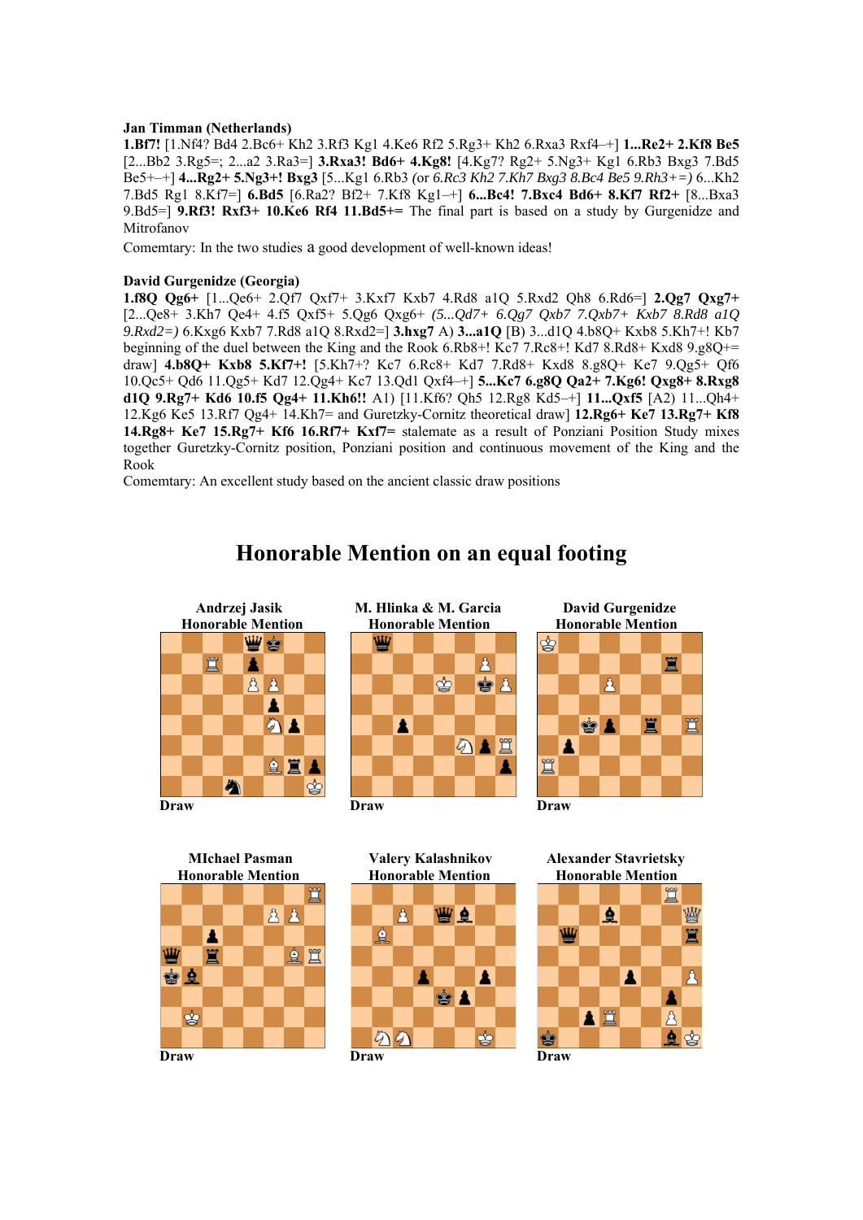**Jan Timman (Netherlands)**

**1.Bf7!** [1.Nf4? Bd4 2.Bc6+ Kh2 3.Rf3 Kg1 4.Ke6 Rf2 5.Rg3+ Kh2 6.Rxa3 Rxf4–+] **1...Re2+ 2.Kf8 Be5** [2...Bb2 3.Rg5=; 2...a2 3.Ra3=] **3.Rxa3! Bd6+ 4.Kg8!** [4.Kg7? Rg2+ 5.Ng3+ Kg1 6.Rb3 Bxg3 7.Bd5 Be5+–+] **4...Rg2+ 5.Ng3+! Bxg3** [5...Kg1 6.Rb3 *(or 6.Rc3 Kh2 7.Kh7 Bxg3 8.Bc4 Be5 9.Rh3+=)* 6...Kh2 7.Bd5 Rg1 8.Kf7=] **6.Bd5** [6.Ra2? Bf2+ 7.Kf8 Kg1–+] **6...Bc4! 7.Bxc4 Bd6+ 8.Kf7 Rf2+** [8...Bxa3 9.Bd5=] **9.Rf3! Rxf3+ 10.Ke6 Rf4 11.Bd5+=** The final part is based on a study by Gurgenidze and Mitrofanov

Comemtary: In the two studies a good development of well-known ideas!

**David Gurgenidze (Georgia)**

**1.f8Q Qg6+** [1...Qe6+ 2.Qf7 Qxf7+ 3.Kxf7 Kxb7 4.Rd8 a1Q 5.Rxd2 Qh8 6.Rd6=] **2.Qg7 Qxg7+** [2...Qe8+ 3.Kh7 Qe4+ 4.f5 Qxf5+ 5.Qg6 Qxg6+ *(5...Qd7+ 6.Qg7 Qxb7 7.Qxb7+ Kxb7 8.Rd8 a1Q 9.Rxd2=)* 6.Kxg6 Kxb7 7.Rd8 a1Q 8.Rxd2=] **3.hxg7** A) **3...a1Q** [B) 3...d1Q 4.b8Q+ Kxb8 5.Kh7+! Kb7 beginning of the duel between the King and the Rook 6.Rb8+! Kc7 7.Rc8+! Kd7 8.Rd8+ Kxd8 9.g8Q+= draw] **4.b8Q+ Kxb8 5.Kf7+!** [5.Kh7+? Kc7 6.Rc8+ Kd7 7.Rd8+ Kxd8 8.g8Q+ Ke7 9.Qg5+ Qf6 10.Qc5+ Qd6 11.Qg5+ Kd7 12.Qg4+ Kc7 13.Qd1 Qxf4–+] **5...Kc7 6.g8Q Qa2+ 7.Kg6! Qxg8+ 8.Rxg8 d1Q 9.Rg7+ Kd6 10.f5 Qg4+ 11.Kh6!!** A1) [11.Kf6? Qh5 12.Rg8 Kd5–+] **11...Qxf5** [A2) 11...Qh4+ 12.Kg6 Ke5 13.Rf7 Qg4+ 14.Kh7= and Guretzky-Cornitz theoretical draw] **12.Rg6+ Ke7 13.Rg7+ Kf8 14.Rg8+ Ke7 15.Rg7+ Kf6 16.Rf7+ Kxf7=** stalemate as a result of Ponziani Position Study mixes together Guretzky-Cornitz position, Ponziani position and continuous movement of the King and the Rook

Comemtary: An excellent study based on the ancient classic draw positions

## Honorable Mention on an equal footing

**Andrzej Jasik**
**Honorable Mention**

Draw

**M. Hlinka & M. Garcia**
**Honorable Mention**

Draw

**David Gurgenidze**
**Honorable Mention**

Draw

**MIchael Pasman**
**Honorable Mention**

Draw

**Valery Kalashnikov**
**Honorable Mention**

Draw

**Alexander Stavrietsky**
**Honorable Mention**

Draw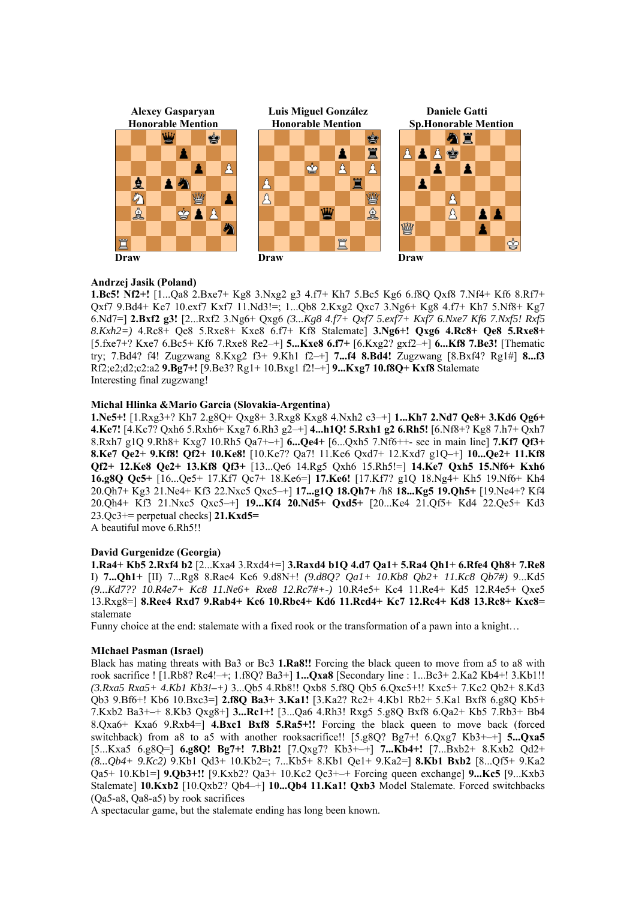| Alexey Gasparyan<br>Honorable Mention | Luis Miguel González<br>Honorable Mention | Daniele Gatti<br>Sp.Honorable Mention |
|---|---|---|
| Draw | Draw | Draw |

**Andrzej Jasik (Poland)**
**1.Bc5! Nf2+!** [1...Qa8 2.Bxe7+ Kg8 3.Nxg2 g3 4.f7+ Kh7 5.Bc5 Kg6 6.f8Q Qxf8 7.Nf4+ Kf6 8.Rf7+ Qxf7 9.Bd4+ Ke7 10.exf7 Kxf7 11.Nd3!=; 1...Qb8 2.Kxg2 Qxc7 3.Ng6+ Kg8 4.f7+ Kh7 5.Nf8+ Kg7 6.Nd7=] **2.Bxf2 g3!** [2...Rxf2 3.Ng6+ Qxg6 *(3...Kg8 4.f7+ Qxf7 5.exf7+ Kxf7 6.Nxe7 Kf6 7.Nxf5! Rxf5 8.Kxh2=)* 4.Rc8+ Qe8 5.Rxe8+ Kxe8 6.f7+ Kf8 Stalemate] **3.Ng6+! Qxg6 4.Rc8+ Qe8 5.Rxe8+** [5.fxe7+? Kxe7 6.Bc5+ Kf6 7.Rxe8 Re2–+] **5...Kxe8 6.f7+** [6.Kxg2? gxf2–+] **6...Kf8 7.Be3!** [Thematic try; 7.Bd4? f4! Zugzwang 8.Kxg2 f3+ 9.Kh1 f2–+] **7...f4 8.Bd4!** Zugzwang [8.Bxf4? Rg1#] **8...f3** Rf2;e2;d2;c2:a2 **9.Bg7+!** [9.Be3? Rg1+ 10.Bxg1 f2!–+] **9...Kxg7 10.f8Q+ Kxf8** Stalemate
Interesting final zugzwang!

**Michal Hlinka &Mario Garcia (Slovakia-Argentina)**
**1.Ne5+!** [1.Rxg3+? Kh7 2.g8Q+ Qxg8+ 3.Rxg8 Kxg8 4.Nxh2 c3–+] **1...Kh7 2.Nd7 Qe8+ 3.Kd6 Qg6+ 4.Ke7!** [4.Kc7? Qxh6 5.Rxh6+ Kxg7 6.Rh3 g2–+] **4...h1Q! 5.Rxh1 g2 6.Rh5!** [6.Nf8+? Kg8 7.h7+ Qxh7 8.Rxh7 g1Q 9.Rh8+ Kxg7 10.Rh5 Qa7+–+] **6...Qe4+** [6...Qxh5 7.Nf6++- see in main line] **7.Kf7 Qf3+ 8.Ke7 Qe2+ 9.Kf8! Qf2+ 10.Ke8!** [10.Ke7? Qa7! 11.Ke6 Qxd7+ 12.Kxd7 g1Q–+] **10...Qe2+ 11.Kf8 Qf2+ 12.Ke8 Qe2+ 13.Kf8 Qf3+** [13...Qe6 14.Rg5 Qxh6 15.Rh5!=] **14.Ke7 Qxh5 15.Nf6+ Kxh6 16.g8Q Qc5+** [16...Qe5+ 17.Kf7 Qc7+ 18.Ke6=] **17.Ke6!** [17.Kf7? g1Q 18.Ng4+ Kh5 19.Nf6+ Kh4 20.Qh7+ Kg3 21.Ne4+ Kf3 22.Nxc5 Qxc5–+] **17...g1Q 18.Qh7+** /h8 **18...Kg5 19.Qh5+** [19.Ne4+? Kf4 20.Qh4+ Kf3 21.Nxc5 Qxc5–+] **19...Kf4 20.Nd5+ Qxd5+** [20...Ke4 21.Qf5+ Kd4 22.Qe5+ Kd3 23.Qc3+= perpetual checks] **21.Kxd5=**
A beautiful move 6.Rh5!!

**David Gurgenidze (Georgia)**
**1.Ra4+ Kb5 2.Rxf4 b2** [2...Kxa4 3.Rxd4+=] **3.Raxd4 b1Q 4.d7 Qa1+ 5.Ra4 Qh1+ 6.Rfe4 Qh8+ 7.Re8** I) **7...Qh1+** [II) 7...Rg8 8.Rae4 Kc6 9.d8N+! *(9.d8Q? Qa1+ 10.Kb8 Qb2+ 11.Kc8 Qb7#)* 9...Kd5 *(9...Kd7?? 10.R4e7+ Kc8 11.Ne6+ Rxe8 12.Rc7#+-)* 10.R4e5+ Kc4 11.Re4+ Kd5 12.R4e5+ Qxe5 13.Rxg8=] **8.Ree4 Rxd7 9.Rab4+ Kc6 10.Rbc4+ Kd6 11.Rcd4+ Kc7 12.Rc4+ Kd8 13.Rc8+ Kxc8=** stalemate
Funny choice at the end: stalemate with a fixed rook or the transformation of a pawn into a knight…

**MIchael Pasman (Israel)**
Black has mating threats with Ba3 or Bc3 **1.Ra8!!** Forcing the black queen to move from a5 to a8 with rook sacrifice ! [1.Rb8? Rc4!–+; 1.f8Q? Ba3+] **1...Qxa8** [Secondary line : 1...Bc3+ 2.Ka2 Kb4+! 3.Kb1!! *(3.Rxa5 Rxa5+ 4.Kb1 Kb3!–+)* 3...Qb5 4.Rb8!! Qxb8 5.f8Q Qb5 6.Qxc5+!! Kxc5+ 7.Kc2 Qb2+ 8.Kd3 Qb3 9.Bf6+! Kb6 10.Bxc3=] **2.f8Q Ba3+ 3.Ka1!** [3.Ka2? Rc2+ 4.Kb1 Rb2+ 5.Ka1 Bxf8 6.g8Q Kb5+ 7.Kxb2 Ba3+–+ 8.Kb3 Qxg8+] **3...Rc1+!** [3...Qa6 4.Rh3! Rxg5 5.g8Q Bxf8 6.Qa2+ Kb5 7.Rb3+ Bb4 8.Qxa6+ Kxa6 9.Rxb4=] **4.Bxc1 Bxf8 5.Ra5+!!** Forcing the black queen to move back (forced switchback) from a8 to a5 with another rooksacrifice!! [5.g8Q? Bg7+! 6.Qxg7 Kb3+–+] **5...Qxa5** [5...Kxa5 6.g8Q=] **6.g8Q! Bg7+! 7.Bb2!** [7.Qxg7? Kb3+–+] **7...Kb4+!** [7...Bxb2+ 8.Kxb2 Qd2+ *(8...Qb4+ 9.Kc2)* 9.Kb1 Qd3+ 10.Kb2=; 7...Kb5+ 8.Kb1 Qe1+ 9.Ka2=] **8.Kb1 Bxb2** [8...Qf5+ 9.Ka2 Qa5+ 10.Kb1=] **9.Qb3+!!** [9.Kxb2? Qa3+ 10.Kc2 Qc3+–+ Forcing queen exchange] **9...Kc5** [9...Kxb3 Stalemate] **10.Kxb2** [10.Qxb2? Qb4–+] **10...Qb4 11.Ka1! Qxb3** Model Stalemate. Forced switchbacks (Qa5-a8, Qa8-a5) by rook sacrifices
A spectacular game, but the stalemate ending has long been known.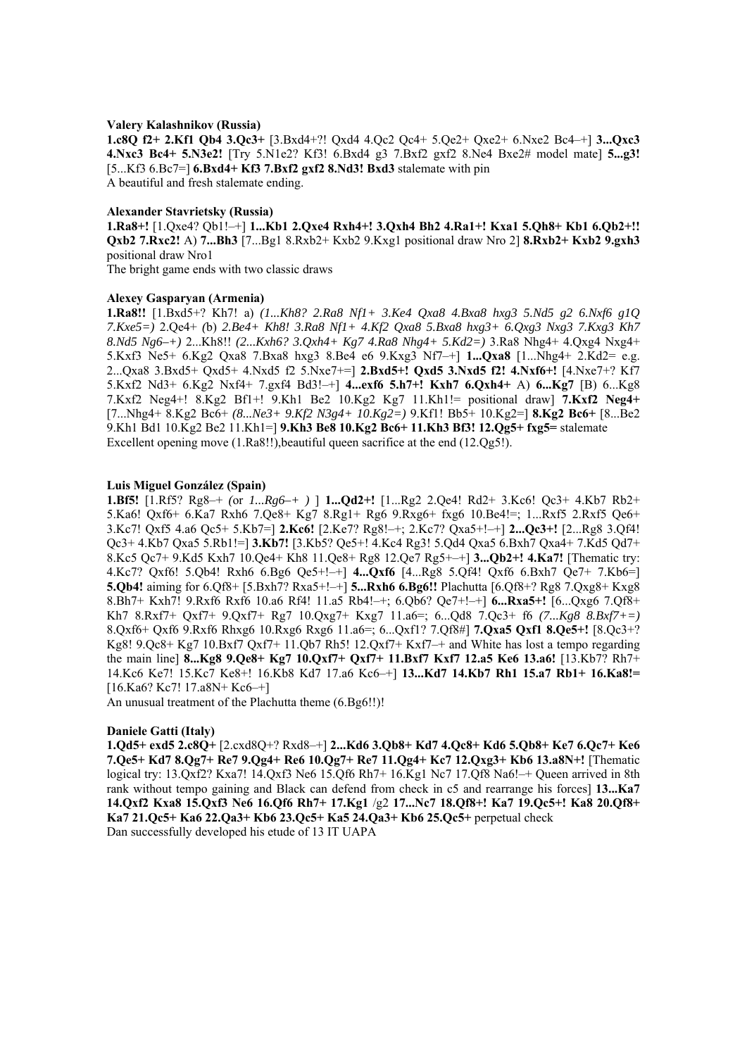**Valery Kalashnikov (Russia)**

**1.c8Q f2+ 2.Kf1 Qb4 3.Qc3+** [3.Bxd4+?! Qxd4 4.Qc2 Qc4+ 5.Qe2+ Qxe2+ 6.Nxe2 Bc4–+] **3...Qxc3 4.Nxc3 Bc4+ 5.N3e2!** [Try 5.N1e2? Kf3! 6.Bxd4 g3 7.Bxf2 gxf2 8.Ne4 Bxe2# model mate] **5...g3!** [5...Kf3 6.Bc7=] **6.Bxd4+ Kf3 7.Bxf2 gxf2 8.Nd3! Bxd3** stalemate with pin

A beautiful and fresh stalemate ending.

**Alexander Stavrietsky (Russia)**

**1.Ra8+!** [1.Qxe4? Qb1!–+] **1...Kb1 2.Qxe4 Rxh4+! 3.Qxh4 Bh2 4.Ra1+! Kxa1 5.Qh8+ Kb1 6.Qb2+!! Qxb2 7.Rxc2!** A) **7...Bh3** [7...Bg1 8.Rxb2+ Kxb2 9.Kxg1 positional draw Nro 2] **8.Rxb2+ Kxb2 9.gxh3** positional draw Nro1

The bright game ends with two classic draws

**Alexey Gasparyan (Armenia)**

**1.Ra8!!** [1.Bxd5+? Kh7! a) *(1...Kh8? 2.Ra8 Nf1+ 3.Ke4 Qxa8 4.Bxa8 hxg3 5.Nd5 g2 6.Nxf6 g1Q 7.Kxe5=)* 2.Qe4+ *(*b) *2.Be4+ Kh8! 3.Ra8 Nf1+ 4.Kf2 Qxa8 5.Bxa8 hxg3+ 6.Qxg3 Nxg3 7.Kxg3 Kh7 8.Nd5 Ng6–+)* 2...Kh8!! *(2...Kxh6? 3.Qxh4+ Kg7 4.Ra8 Nhg4+ 5.Kd2=)* 3.Ra8 Nhg4+ 4.Qxg4 Nxg4+ 5.Kxf3 Ne5+ 6.Kg2 Qxa8 7.Bxa8 hxg3 8.Be4 e6 9.Kxg3 Nf7–+] **1...Qxa8** [1...Nhg4+ 2.Kd2= e.g. 2...Qxa8 3.Bxd5+ Qxd5+ 4.Nxd5 f2 5.Nxe7+=] **2.Bxd5+! Qxd5 3.Nxd5 f2! 4.Nxf6+!** [4.Nxe7+? Kf7 5.Kxf2 Nd3+ 6.Kg2 Nxf4+ 7.gxf4 Bd3!–+] **4...exf6 5.h7+! Kxh7 6.Qxh4+** A) **6...Kg7** [B) 6...Kg8 7.Kxf2 Neg4+! 8.Kg2 Bf1+! 9.Kh1 Be2 10.Kg2 Kg7 11.Kh1!= positional draw] **7.Kxf2 Neg4+** [7...Nhg4+ 8.Kg2 Bc6+ *(8...Ne3+ 9.Kf2 N3g4+ 10.Kg2=)* 9.Kf1! Bb5+ 10.Kg2=] **8.Kg2 Bc6+** [8...Be2 9.Kh1 Bd1 10.Kg2 Be2 11.Kh1=] **9.Kh3 Be8 10.Kg2 Bc6+ 11.Kh3 Bf3! 12.Qg5+ fxg5=** stalemate

Excellent opening move (1.Ra8!!),beautiful queen sacrifice at the end (12.Qg5!).

**Luis Miguel González (Spain)**

**1.Bf5!** [1.Rf5? Rg8–+ *(*or *1...Rg6–+ )* ] **1...Qd2+!** [1...Rg2 2.Qe4! Rd2+ 3.Kc6! Qc3+ 4.Kb7 Rb2+ 5.Ka6! Qxf6+ 6.Ka7 Rxh6 7.Qe8+ Kg7 8.Rg1+ Rg6 9.Rxg6+ fxg6 10.Be4!=; 1...Rxf5 2.Rxf5 Qe6+ 3.Kc7! Qxf5 4.a6 Qc5+ 5.Kb7=] **2.Kc6!** [2.Ke7? Rg8!–+; 2.Kc7? Qxa5+!–+] **2...Qc3+!** [2...Rg8 3.Qf4! Qc3+ 4.Kb7 Qxa5 5.Rb1!=] **3.Kb7!** [3.Kb5? Qe5+! 4.Kc4 Rg3! 5.Qd4 Qxa5 6.Bxh7 Qxa4+ 7.Kd5 Qd7+ 8.Kc5 Qc7+ 9.Kd5 Kxh7 10.Qe4+ Kh8 11.Qe8+ Rg8 12.Qe7 Rg5+–+] **3...Qb2+! 4.Ka7!** [Thematic try: 4.Kc7? Qxf6! 5.Qb4! Rxh6 6.Bg6 Qe5+!–+] **4...Qxf6** [4...Rg8 5.Qf4! Qxf6 6.Bxh7 Qe7+ 7.Kb6=] **5.Qb4!** aiming for 6.Qf8+ [5.Bxh7? Rxa5+!–+] **5...Rxh6 6.Bg6!!** Plachutta [6.Qf8+? Rg8 7.Qxg8+ Kxg8 8.Bh7+ Kxh7! 9.Rxf6 Rxf6 10.a6 Rf4! 11.a5 Rb4!–+; 6.Qb6? Qe7+!–+] **6...Rxa5+!** [6...Qxg6 7.Qf8+ Kh7 8.Rxf7+ Qxf7+ 9.Qxf7+ Rg7 10.Qxg7+ Kxg7 11.a6=; 6...Qd8 7.Qc3+ f6 *(7...Kg8 8.Bxf7+=)* 8.Qxf6+ Qxf6 9.Rxf6 Rhxg6 10.Rxg6 Rxg6 11.a6=; 6...Qxf1? 7.Qf8#] **7.Qxa5 Qxf1 8.Qe5+!** [8.Qc3+? Kg8! 9.Qc8+ Kg7 10.Bxf7 Qxf7+ 11.Qb7 Rh5! 12.Qxf7+ Kxf7–+ and White has lost a tempo regarding the main line] **8...Kg8 9.Qe8+ Kg7 10.Qxf7+ Qxf7+ 11.Bxf7 Kxf7 12.a5 Ke6 13.a6!** [13.Kb7? Rh7+ 14.Kc6 Ke7! 15.Kc7 Ke8+! 16.Kb8 Kd7 17.a6 Kc6–+] **13...Kd7 14.Kb7 Rh1 15.a7 Rb1+ 16.Ka8!=** [16.Ka6? Kc7! 17.a8N+ Kc6–+]

An unusual treatment of the Plachutta theme (6.Bg6!!)!

**Daniele Gatti (Italy)**

**1.Qd5+ exd5 2.c8Q+** [2.cxd8Q+? Rxd8–+] **2...Kd6 3.Qb8+ Kd7 4.Qc8+ Kd6 5.Qb8+ Ke7 6.Qc7+ Ke6 7.Qe5+ Kd7 8.Qg7+ Re7 9.Qg4+ Re6 10.Qg7+ Re7 11.Qg4+ Kc7 12.Qxg3+ Kb6 13.a8N+!** [Thematic logical try: 13.Qxf2? Kxa7! 14.Qxf3 Ne6 15.Qf6 Rh7+ 16.Kg1 Nc7 17.Qf8 Na6!–+ Queen arrived in 8th rank without tempo gaining and Black can defend from check in c5 and rearrange his forces] **13...Ka7 14.Qxf2 Kxa8 15.Qxf3 Ne6 16.Qf6 Rh7+ 17.Kg1** /g2 **17...Nc7 18.Qf8+! Ka7 19.Qc5+! Ka8 20.Qf8+ Ka7 21.Qc5+ Ka6 22.Qa3+ Kb6 23.Qc5+ Ka5 24.Qa3+ Kb6 25.Qc5+** perpetual check

Dan successfully developed his etude of 13 IT UAPA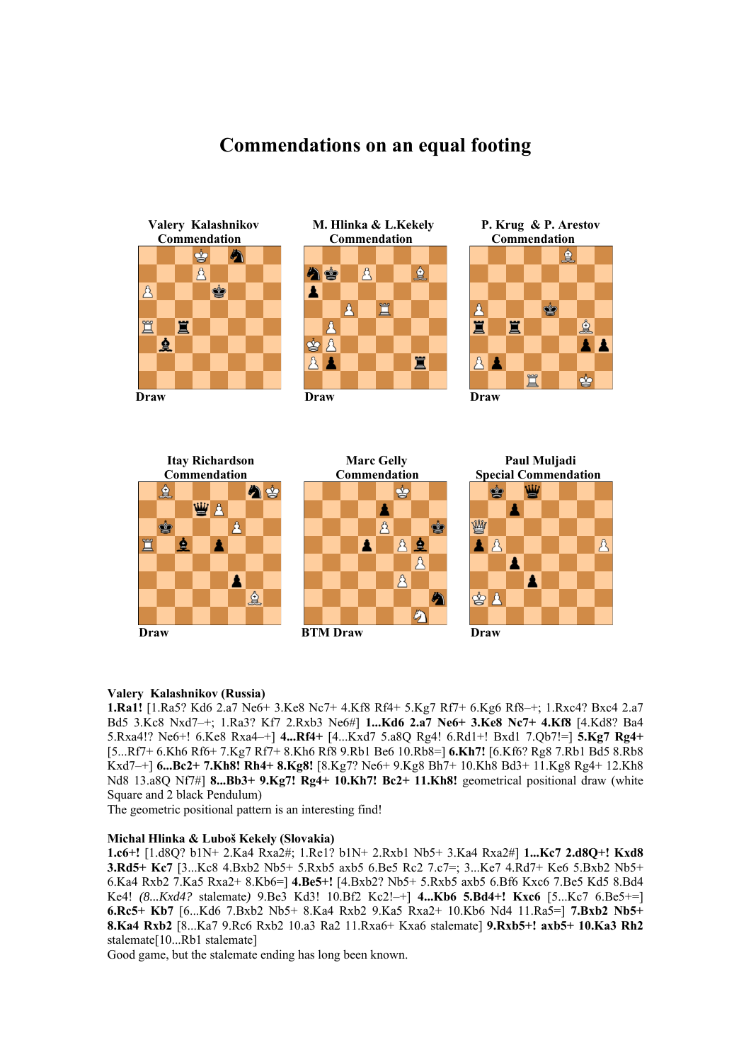# Commendations on an equal footing

Valery Kalashnikov
Commendation

Draw

M. Hlinka & L.Kekely
Commendation

Draw

P. Krug & P. Arestov
Commendation

Draw

Itay Richardson
Commendation

Draw

Marc Gelly
Commendation

BTM Draw

Paul Muljadi
Special Commendation

Draw

**Valery Kalashnikov (Russia)**
**1.Ra1!** [1.Ra5? Kd6 2.a7 Ne6+ 3.Ke8 Nc7+ 4.Kf8 Rf4+ 5.Kg7 Rf7+ 6.Kg6 Rf8–+; 1.Rxc4? Bxc4 2.a7 Bd5 3.Kc8 Nxd7–+; 1.Ra3? Kf7 2.Rxb3 Ne6#] **1...Kd6 2.a7 Ne6+ 3.Ke8 Nc7+ 4.Kf8** [4.Kd8? Ba4 5.Rxa4!? Ne6+! 6.Ke8 Rxa4–+] **4...Rf4+** [4...Kxd7 5.a8Q Rg4! 6.Rd1+! Bxd1 7.Qb7!=] **5.Kg7 Rg4+** [5...Rf7+ 6.Kh6 Rf6+ 7.Kg7 Rf7+ 8.Kh6 Rf8 9.Rb1 Be6 10.Rb8=] **6.Kh7!** [6.Kf6? Rg8 7.Rb1 Bd5 8.Rb8 Kxd7–+] **6...Bc2+ 7.Kh8! Rh4+ 8.Kg8!** [8.Kg7? Ne6+ 9.Kg8 Bh7+ 10.Kh8 Bd3+ 11.Kg8 Rg4+ 12.Kh8 Nd8 13.a8Q Nf7#] **8...Bb3+ 9.Kg7! Rg4+ 10.Kh7! Bc2+ 11.Kh8!** geometrical positional draw (white Square and 2 black Pendulum)
The geometric positional pattern is an interesting find!

**Michal Hlinka & Luboš Kekely (Slovakia)**
**1.c6+!** [1.d8Q? b1N+ 2.Ka4 Rxa2#; 1.Re1? b1N+ 2.Rxb1 Nb5+ 3.Ka4 Rxa2#] **1...Kc7 2.d8Q+! Kxd8 3.Rd5+ Kc7** [3...Kc8 4.Bxb2 Nb5+ 5.Rxb5 axb5 6.Be5 Rc2 7.c7=; 3...Ke7 4.Rd7+ Ke6 5.Bxb2 Nb5+ 6.Ka4 Rxb2 7.Ka5 Rxa2+ 8.Kb6=] **4.Be5+!** [4.Bxb2? Nb5+ 5.Rxb5 axb5 6.Bf6 Kxc6 7.Be5 Kd5 8.Bd4 Ke4! *(8...Kxd4?* stalemate*)* 9.Be3 Kd3! 10.Bf2 Kc2!–+] **4...Kb6 5.Bd4+! Kxc6** [5...Kc7 6.Be5+=] **6.Rc5+ Kb7** [6...Kd6 7.Bxb2 Nb5+ 8.Ka4 Rxb2 9.Ka5 Rxa2+ 10.Kb6 Nd4 11.Ra5=] **7.Bxb2 Nb5+ 8.Ka4 Rxb2** [8...Ka7 9.Rc6 Rxb2 10.a3 Ra2 11.Rxa6+ Kxa6 stalemate] **9.Rxb5+! axb5+ 10.Ka3 Rh2** stalemate[10...Rb1 stalemate]
Good game, but the stalemate ending has long been known.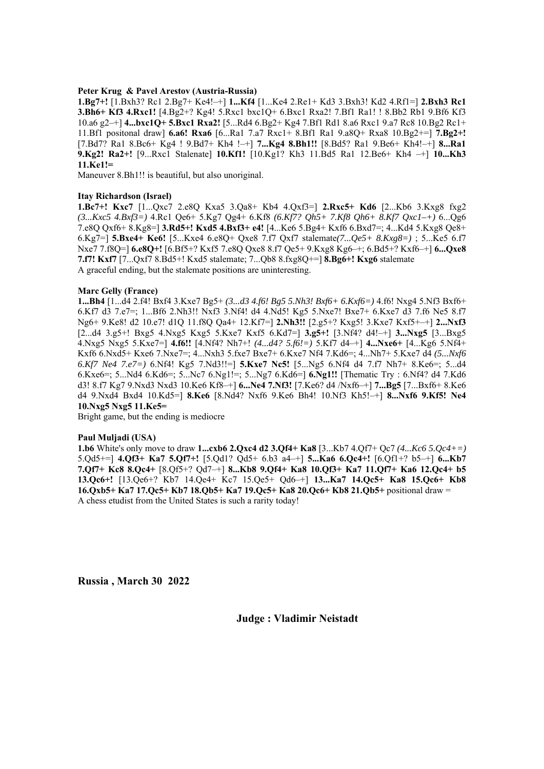**Peter Krug & Pavel Arestov (Austria-Russia)**

**1.Bg7+!** [1.Bxh3? Rc1 2.Bg7+ Ke4!–+] **1...Kf4** [1...Ke4 2.Re1+ Kd3 3.Bxh3! Kd2 4.Rf1=] **2.Bxh3 Rc1 3.Bh6+ Kf3 4.Rxc1!** [4.Bg2+? Kg4! 5.Rxc1 bxc1Q+ 6.Bxc1 Rxa2! 7.Bf1 Ra1! ! 8.Bb2 Rb1 9.Bf6 Kf3 10.a6 g2–+] **4...bxc1Q+ 5.Bxc1 Rxa2!** [5...Rd4 6.Bg2+ Kg4 7.Bf1 Rd1 8.a6 Rxc1 9.a7 Rc8 10.Bg2 Rc1+ 11.Bf1 positonal draw] **6.a6! Rxa6** [6...Ra1 7.a7 Rxc1+ 8.Bf1 Ra1 9.a8Q+ Rxa8 10.Bg2+=] **7.Bg2+!** [7.Bd7? Ra1 8.Bc6+ Kg4 ! 9.Bd7+ Kh4 !–+] **7...Kg4 8.Bh1!!** [8.Bd5? Ra1 9.Be6+ Kh4!–+] **8...Ra1 9.Kg2! Ra2+!** [9...Rxc1 Stalenate] **10.Kf1!** [10.Kg1? Kh3 11.Bd5 Ra1 12.Be6+ Kh4 –+] **10...Kh3 11.Ke1!=**

Maneuver 8.Bh1!! is beautiful, but also unoriginal.

**Itay Richardson (Israel)**

**1.Bc7+! Kxc7** [1...Qxc7 2.e8Q Kxa5 3.Qa8+ Kb4 4.Qxf3=] **2.Rxc5+ Kd6** [2...Kb6 3.Kxg8 fxg2 *(3...Kxc5 4.Bxf3=)* 4.Rc1 Qe6+ 5.Kg7 Qg4+ 6.Kf8 *(6.Kf7? Qh5+ 7.Kf8 Qh6+ 8.Kf7 Qxc1–+)* 6...Qg6 7.e8Q Qxf6+ 8.Kg8=] **3.Rd5+! Kxd5 4.Bxf3+ e4!** [4...Ke6 5.Bg4+ Kxf6 6.Bxd7=; 4...Kd4 5.Kxg8 Qe8+ 6.Kg7=] **5.Bxe4+ Ke6!** [5...Kxe4 6.e8Q+ Qxe8 7.f7 Qxf7 stalemate*(7...Qe5+ 8.Kxg8=)* ; 5...Ke5 6.f7 Nxe7 7.f8Q=] **6.e8Q+!** [6.Bf5+? Kxf5 7.e8Q Qxe8 8.f7 Qe5+ 9.Kxg8 Kg6–+; 6.Bd5+? Kxf6–+] **6...Qxe8 7.f7! Kxf7** [7...Qxf7 8.Bd5+! Kxd5 stalemate; 7...Qb8 8.fxg8Q+=] **8.Bg6+! Kxg6** stalemate

A graceful ending, but the stalemate positions are uninteresting.

**Marc Gelly (France)**

**1...Bh4** [1...d4 2.f4! Bxf4 3.Kxe7 Bg5+ *(3...d3 4.f6! Bg5 5.Nh3! Bxf6+ 6.Kxf6=)* 4.f6! Nxg4 5.Nf3 Bxf6+ 6.Kf7 d3 7.e7=; 1...Bf6 2.Nh3!! Nxf3 3.Nf4! d4 4.Nd5! Kg5 5.Nxe7! Bxe7+ 6.Kxe7 d3 7.f6 Ne5 8.f7 Ng6+ 9.Ke8! d2 10.e7! d1Q 11.f8Q Qa4+ 12.Kf7=] **2.Nh3!!** [2.g5+? Kxg5! 3.Kxe7 Kxf5+–+] **2...Nxf3** [2...d4 3.g5+! Bxg5 4.Nxg5 Kxg5 5.Kxe7 Kxf5 6.Kd7=] **3.g5+!** [3.Nf4? d4!–+] **3...Nxg5** [3...Bxg5 4.Nxg5 Nxg5 5.Kxe7=] **4.f6!!** [4.Nf4? Nh7+! *(4...d4? 5.f6!=)* 5.Kf7 d4–+] **4...Nxe6+** [4...Kg6 5.Nf4+ Kxf6 6.Nxd5+ Kxe6 7.Nxe7=; 4...Nxh3 5.fxe7 Bxe7+ 6.Kxe7 Nf4 7.Kd6=; 4...Nh7+ 5.Kxe7 d4 *(5...Nxf6 6.Kf7 Ne4 7.e7=)* 6.Nf4! Kg5 7.Nd3!!=] **5.Kxe7 Nc5!** [5...Ng5 6.Nf4 d4 7.f7 Nh7+ 8.Ke6=; 5...d4 6.Kxe6=; 5...Nd4 6.Kd6=; 5...Nc7 6.Ng1!=; 5...Ng7 6.Kd6=] **6.Ng1!!** [Thematic Try : 6.Nf4? d4 7.Kd6 d3! 8.f7 Kg7 9.Nxd3 Nxd3 10.Ke6 Kf8–+] **6...Ne4 7.Nf3!** [7.Ke6? d4 /Nxf6–+] **7...Bg5** [7...Bxf6+ 8.Ke6 d4 9.Nxd4 Bxd4 10.Kd5=] **8.Ke6** [8.Nd4? Nxf6 9.Ke6 Bh4! 10.Nf3 Kh5!–+] **8...Nxf6 9.Kf5! Ne4 10.Nxg5 Nxg5 11.Ke5=**

Bright game, but the ending is mediocre

**Paul Muljadi (USA)**

**1.b6** White's only move to draw **1...cxb6 2.Qxc4 d2 3.Qf4+ Ka8** [3...Kb7 4.Qf7+ Qc7 *(4...Kc6 5.Qc4+=)* 5.Qd5+=] **4.Qf3+ Ka7 5.Qf7+!** [5.Qd1? Qd5+ 6.b3 a4–+] **5...Ka6 6.Qc4+!** [6.Qf1+? b5–+] **6...Kb7 7.Qf7+ Kc8 8.Qc4+** [8.Qf5+? Qd7–+] **8...Kb8 9.Qf4+ Ka8 10.Qf3+ Ka7 11.Qf7+ Ka6 12.Qc4+ b5 13.Qc6+!** [13.Qe6+? Kb7 14.Qe4+ Kc7 15.Qe5+ Qd6–+] **13...Ka7 14.Qc5+ Ka8 15.Qc6+ Kb8 16.Qxb5+ Ka7 17.Qc5+ Kb7 18.Qb5+ Ka7 19.Qc5+ Ka8 20.Qc6+ Kb8 21.Qb5+** positional draw =

A chess etudist from the United States is such a rarity today!

**Russia , March 30 2022**

**Judge : Vladimir Neistadt**